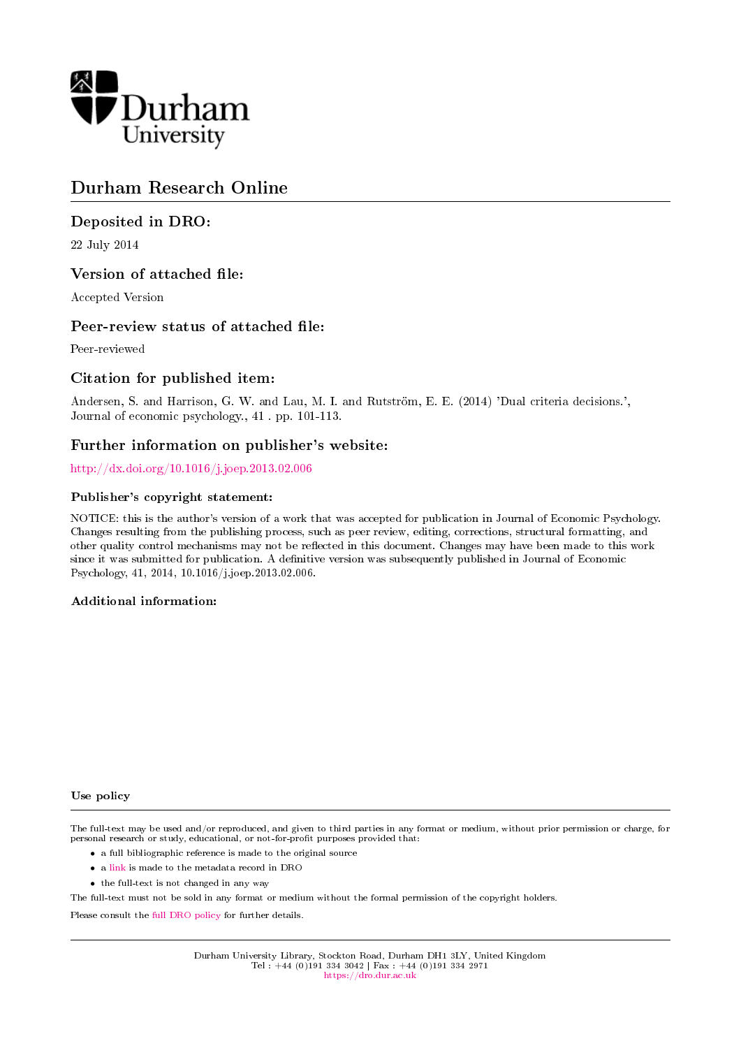Durham University

# Durham Research Online

## Deposited in DRO:

22 July 2014

## Version of attached file:

Accepted Version

## Peer-review status of attached file:

Peer-reviewed

## Citation for published item:

Andersen, S. and Harrison, G. W. and Lau, M. I. and Rutström, E. E. (2014) 'Dual criteria decisions.', Journal of economic psychology., 41 . pp. 101-113.

## Further information on publisher's website:

http://dx.doi.org/10.1016/j.joep.2013.02.006

### Publisher's copyright statement:

NOTICE: this is the author's version of a work that was accepted for publication in Journal of Economic Psychology. Changes resulting from the publishing process, such as peer review, editing, corrections, structural formatting, and other quality control mechanisms may not be reflected in this document. Changes may have been made to this work since it was submitted for publication. A definitive version was subsequently published in Journal of Economic Psychology, 41, 2014, 10.1016/j.joep.2013.02.006.

### Additional information:

### Use policy

The full-text may be used and/or reproduced, and given to third parties in any format or medium, without prior permission or charge, for personal research or study, educational, or not-for-profit purposes provided that:

- a full bibliographic reference is made to the original source
- a link is made to the metadata record in DRO
- the full-text is not changed in any way

The full-text must not be sold in any format or medium without the formal permission of the copyright holders.

Please consult the full DRO policy for further details.

Durham University Library, Stockton Road, Durham DH1 3LY, United Kingdom
Tel : +44 (0)191 334 3042 | Fax : +44 (0)191 334 2971
https://dro.dur.ac.uk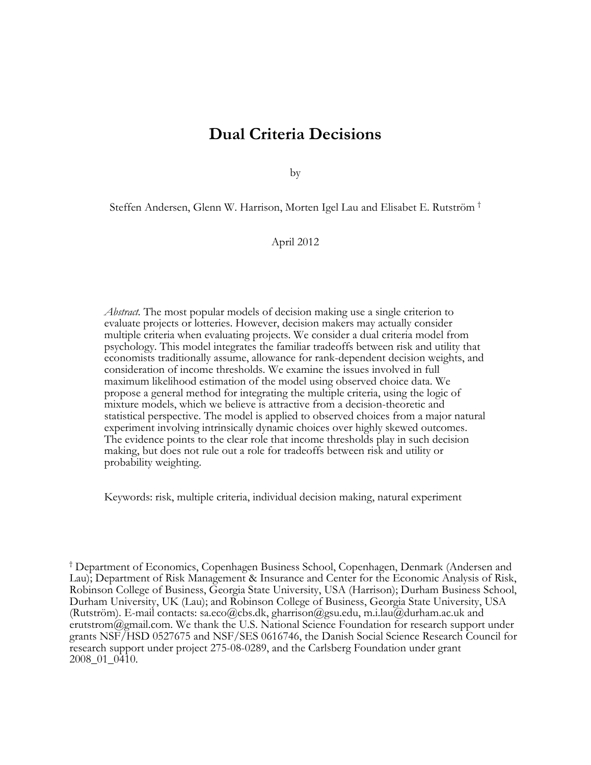# Dual Criteria Decisions

by

Steffen Andersen, Glenn W. Harrison, Morten Igel Lau and Elisabet E. Rutström [†]

April 2012

*Abstract*. The most popular models of decision making use a single criterion to evaluate projects or lotteries. However, decision makers may actually consider multiple criteria when evaluating projects. We consider a dual criteria model from psychology. This model integrates the familiar tradeoffs between risk and utility that economists traditionally assume, allowance for rank-dependent decision weights, and consideration of income thresholds. We examine the issues involved in full maximum likelihood estimation of the model using observed choice data. We propose a general method for integrating the multiple criteria, using the logic of mixture models, which we believe is attractive from a decision-theoretic and statistical perspective. The model is applied to observed choices from a major natural experiment involving intrinsically dynamic choices over highly skewed outcomes. The evidence points to the clear role that income thresholds play in such decision making, but does not rule out a role for tradeoffs between risk and utility or probability weighting.

Keywords: risk, multiple criteria, individual decision making, natural experiment

[†] Department of Economics, Copenhagen Business School, Copenhagen, Denmark (Andersen and Lau); Department of Risk Management & Insurance and Center for the Economic Analysis of Risk, Robinson College of Business, Georgia State University, USA (Harrison); Durham Business School, Durham University, UK (Lau); and Robinson College of Business, Georgia State University, USA (Rutström). E-mail contacts: sa.eco@cbs.dk, gharrison@gsu.edu, m.i.lau@durham.ac.uk and erutstrom@gmail.com. We thank the U.S. National Science Foundation for research support under grants NSF/HSD 0527675 and NSF/SES 0616746, the Danish Social Science Research Council for research support under project 275-08-0289, and the Carlsberg Foundation under grant 2008_01_0410.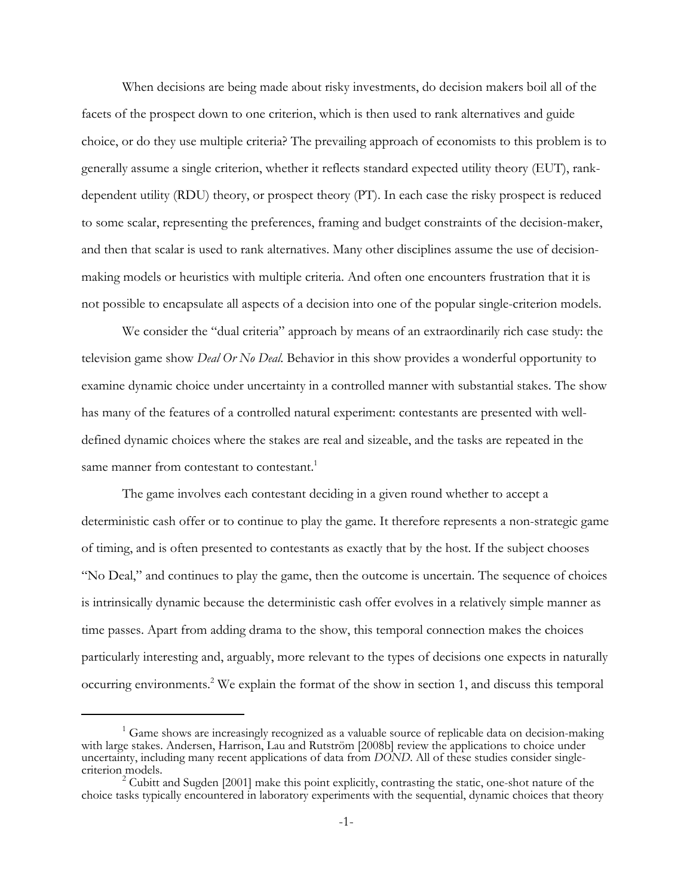When decisions are being made about risky investments, do decision makers boil all of the facets of the prospect down to one criterion, which is then used to rank alternatives and guide choice, or do they use multiple criteria? The prevailing approach of economists to this problem is to generally assume a single criterion, whether it reflects standard expected utility theory (EUT), rank-dependent utility (RDU) theory, or prospect theory (PT). In each case the risky prospect is reduced to some scalar, representing the preferences, framing and budget constraints of the decision-maker, and then that scalar is used to rank alternatives. Many other disciplines assume the use of decision-making models or heuristics with multiple criteria. And often one encounters frustration that it is not possible to encapsulate all aspects of a decision into one of the popular single-criterion models.

We consider the "dual criteria" approach by means of an extraordinarily rich case study: the television game show *Deal Or No Deal*. Behavior in this show provides a wonderful opportunity to examine dynamic choice under uncertainty in a controlled manner with substantial stakes. The show has many of the features of a controlled natural experiment: contestants are presented with well-defined dynamic choices where the stakes are real and sizeable, and the tasks are repeated in the same manner from contestant to contestant.[1]

The game involves each contestant deciding in a given round whether to accept a deterministic cash offer or to continue to play the game. It therefore represents a non-strategic game of timing, and is often presented to contestants as exactly that by the host. If the subject chooses "No Deal," and continues to play the game, then the outcome is uncertain. The sequence of choices is intrinsically dynamic because the deterministic cash offer evolves in a relatively simple manner as time passes. Apart from adding drama to the show, this temporal connection makes the choices particularly interesting and, arguably, more relevant to the types of decisions one expects in naturally occurring environments.[2] We explain the format of the show in section 1, and discuss this temporal

---

[1] Game shows are increasingly recognized as a valuable source of replicable data on decision-making with large stakes. Andersen, Harrison, Lau and Rutström [2008b] review the applications to choice under uncertainty, including many recent applications of data from *DOND*. All of these studies consider single-criterion models.

[2] Cubitt and Sugden [2001] make this point explicitly, contrasting the static, one-shot nature of the choice tasks typically encountered in laboratory experiments with the sequential, dynamic choices that theory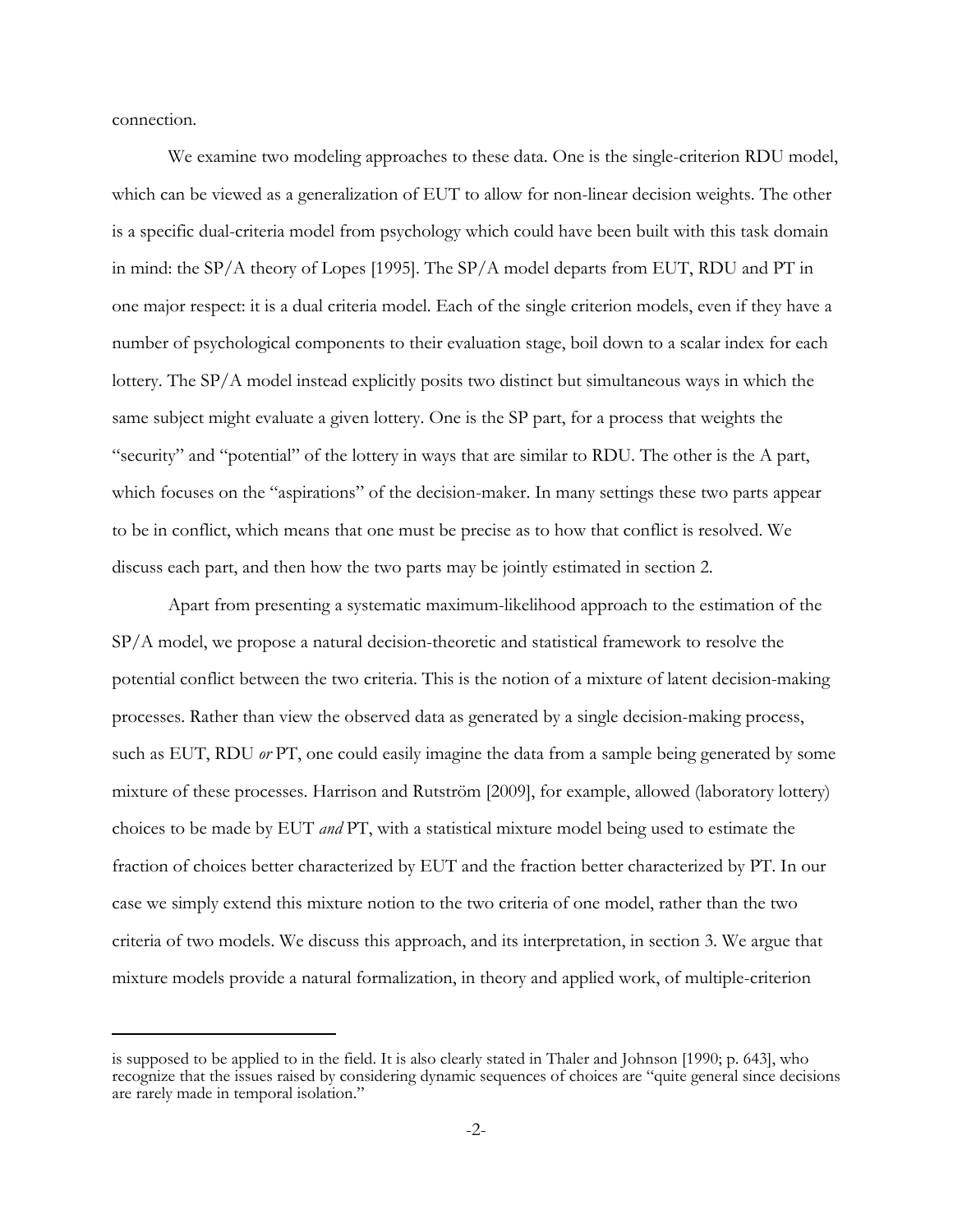connection.

We examine two modeling approaches to these data. One is the single-criterion RDU model, which can be viewed as a generalization of EUT to allow for non-linear decision weights. The other is a specific dual-criteria model from psychology which could have been built with this task domain in mind: the SP/A theory of Lopes [1995]. The SP/A model departs from EUT, RDU and PT in one major respect: it is a dual criteria model. Each of the single criterion models, even if they have a number of psychological components to their evaluation stage, boil down to a scalar index for each lottery. The SP/A model instead explicitly posits two distinct but simultaneous ways in which the same subject might evaluate a given lottery. One is the SP part, for a process that weights the "security" and "potential" of the lottery in ways that are similar to RDU. The other is the A part, which focuses on the "aspirations" of the decision-maker. In many settings these two parts appear to be in conflict, which means that one must be precise as to how that conflict is resolved. We discuss each part, and then how the two parts may be jointly estimated in section 2.

Apart from presenting a systematic maximum-likelihood approach to the estimation of the SP/A model, we propose a natural decision-theoretic and statistical framework to resolve the potential conflict between the two criteria. This is the notion of a mixture of latent decision-making processes. Rather than view the observed data as generated by a single decision-making process, such as EUT, RDU *or* PT, one could easily imagine the data from a sample being generated by some mixture of these processes. Harrison and Rutström [2009], for example, allowed (laboratory lottery) choices to be made by EUT *and* PT, with a statistical mixture model being used to estimate the fraction of choices better characterized by EUT and the fraction better characterized by PT. In our case we simply extend this mixture notion to the two criteria of one model, rather than the two criteria of two models. We discuss this approach, and its interpretation, in section 3. We argue that mixture models provide a natural formalization, in theory and applied work, of multiple-criterion

---

is supposed to be applied to in the field. It is also clearly stated in Thaler and Johnson [1990; p. 643], who recognize that the issues raised by considering dynamic sequences of choices are "quite general since decisions are rarely made in temporal isolation."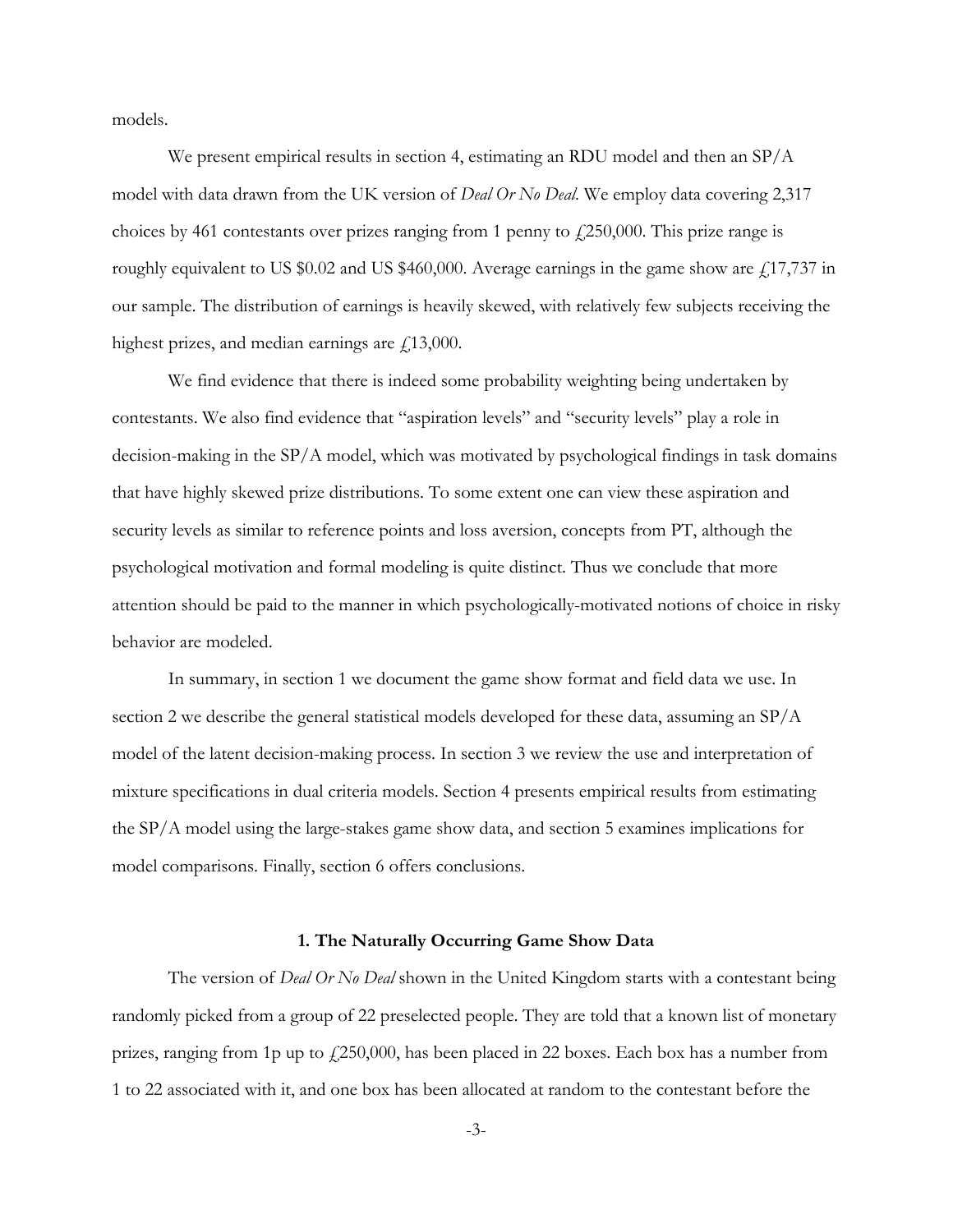models.

We present empirical results in section 4, estimating an RDU model and then an SP/A model with data drawn from the UK version of *Deal Or No Deal*. We employ data covering 2,317 choices by 461 contestants over prizes ranging from 1 penny to £250,000. This prize range is roughly equivalent to US \$0.02 and US \$460,000. Average earnings in the game show are £17,737 in our sample. The distribution of earnings is heavily skewed, with relatively few subjects receiving the highest prizes, and median earnings are £13,000.

We find evidence that there is indeed some probability weighting being undertaken by contestants. We also find evidence that "aspiration levels" and "security levels" play a role in decision-making in the SP/A model, which was motivated by psychological findings in task domains that have highly skewed prize distributions. To some extent one can view these aspiration and security levels as similar to reference points and loss aversion, concepts from PT, although the psychological motivation and formal modeling is quite distinct. Thus we conclude that more attention should be paid to the manner in which psychologically-motivated notions of choice in risky behavior are modeled.

In summary, in section 1 we document the game show format and field data we use. In section 2 we describe the general statistical models developed for these data, assuming an SP/A model of the latent decision-making process. In section 3 we review the use and interpretation of mixture specifications in dual criteria models. Section 4 presents empirical results from estimating the SP/A model using the large-stakes game show data, and section 5 examines implications for model comparisons. Finally, section 6 offers conclusions.

## 1. The Naturally Occurring Game Show Data

The version of *Deal Or No Deal* shown in the United Kingdom starts with a contestant being randomly picked from a group of 22 preselected people. They are told that a known list of monetary prizes, ranging from 1p up to £250,000, has been placed in 22 boxes. Each box has a number from 1 to 22 associated with it, and one box has been allocated at random to the contestant before the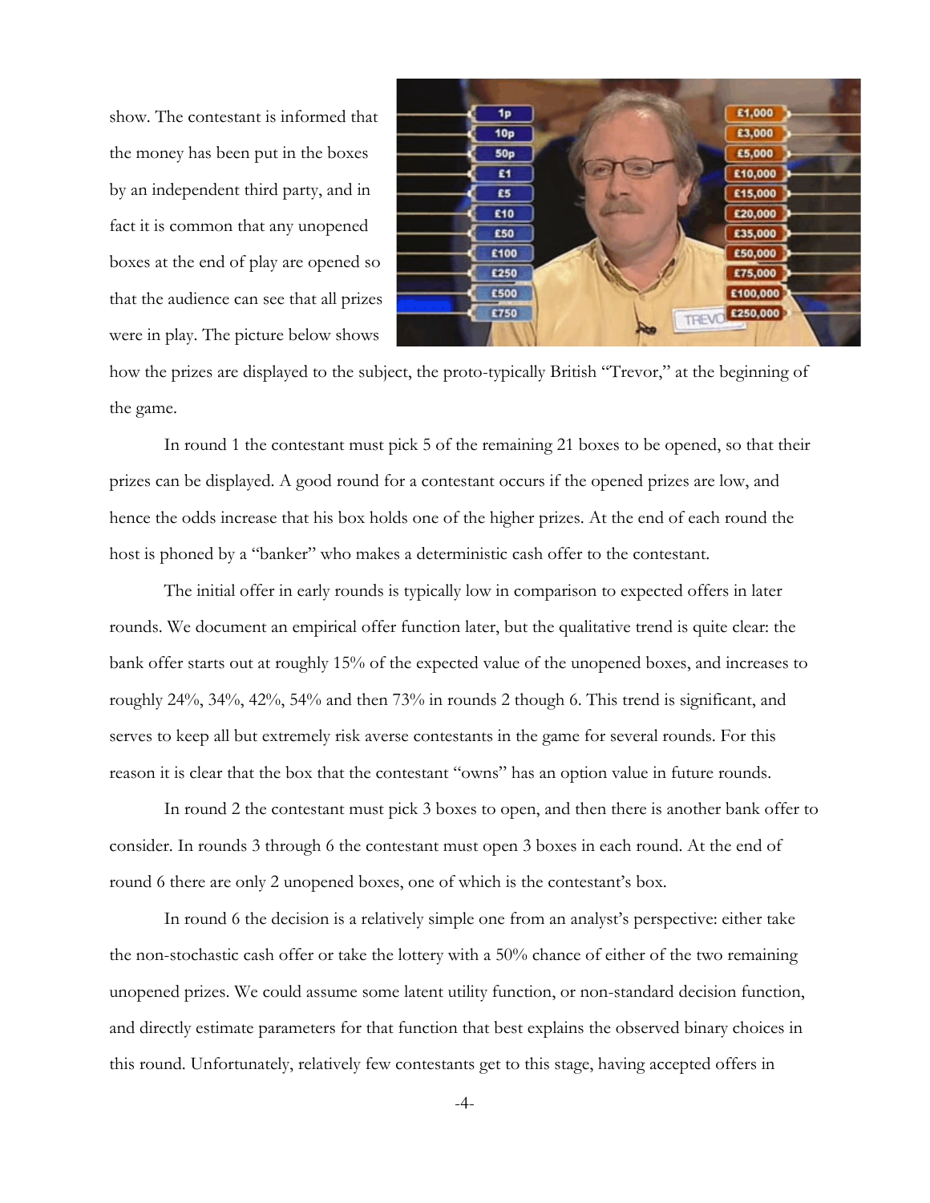show. The contestant is informed that the money has been put in the boxes by an independent third party, and in fact it is common that any unopened boxes at the end of play are opened so that the audience can see that all prizes were in play. The picture below shows how the prizes are displayed to the subject, the proto-typically British "Trevor," at the beginning of the game.

In round 1 the contestant must pick 5 of the remaining 21 boxes to be opened, so that their prizes can be displayed. A good round for a contestant occurs if the opened prizes are low, and hence the odds increase that his box holds one of the higher prizes. At the end of each round the host is phoned by a "banker" who makes a deterministic cash offer to the contestant.

The initial offer in early rounds is typically low in comparison to expected offers in later rounds. We document an empirical offer function later, but the qualitative trend is quite clear: the bank offer starts out at roughly 15% of the expected value of the unopened boxes, and increases to roughly 24%, 34%, 42%, 54% and then 73% in rounds 2 though 6. This trend is significant, and serves to keep all but extremely risk averse contestants in the game for several rounds. For this reason it is clear that the box that the contestant "owns" has an option value in future rounds.

In round 2 the contestant must pick 3 boxes to open, and then there is another bank offer to consider. In rounds 3 through 6 the contestant must open 3 boxes in each round. At the end of round 6 there are only 2 unopened boxes, one of which is the contestant's box.

In round 6 the decision is a relatively simple one from an analyst's perspective: either take the non-stochastic cash offer or take the lottery with a 50% chance of either of the two remaining unopened prizes. We could assume some latent utility function, or non-standard decision function, and directly estimate parameters for that function that best explains the observed binary choices in this round. Unfortunately, relatively few contestants get to this stage, having accepted offers in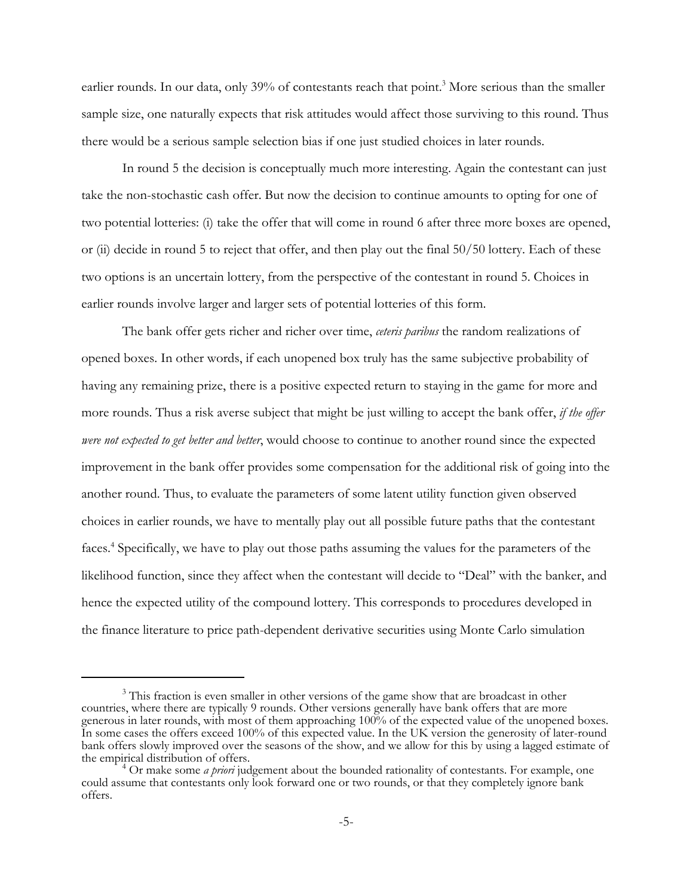earlier rounds. In our data, only 39% of contestants reach that point.[3] More serious than the smaller sample size, one naturally expects that risk attitudes would affect those surviving to this round. Thus there would be a serious sample selection bias if one just studied choices in later rounds.

In round 5 the decision is conceptually much more interesting. Again the contestant can just take the non-stochastic cash offer. But now the decision to continue amounts to opting for one of two potential lotteries: (i) take the offer that will come in round 6 after three more boxes are opened, or (ii) decide in round 5 to reject that offer, and then play out the final 50/50 lottery. Each of these two options is an uncertain lottery, from the perspective of the contestant in round 5. Choices in earlier rounds involve larger and larger sets of potential lotteries of this form.

The bank offer gets richer and richer over time, *ceteris paribus* the random realizations of opened boxes. In other words, if each unopened box truly has the same subjective probability of having any remaining prize, there is a positive expected return to staying in the game for more and more rounds. Thus a risk averse subject that might be just willing to accept the bank offer, *if the offer were not expected to get better and better*, would choose to continue to another round since the expected improvement in the bank offer provides some compensation for the additional risk of going into the another round. Thus, to evaluate the parameters of some latent utility function given observed choices in earlier rounds, we have to mentally play out all possible future paths that the contestant faces.[4] Specifically, we have to play out those paths assuming the values for the parameters of the likelihood function, since they affect when the contestant will decide to "Deal" with the banker, and hence the expected utility of the compound lottery. This corresponds to procedures developed in the finance literature to price path-dependent derivative securities using Monte Carlo simulation

---

[3] This fraction is even smaller in other versions of the game show that are broadcast in other countries, where there are typically 9 rounds. Other versions generally have bank offers that are more generous in later rounds, with most of them approaching 100% of the expected value of the unopened boxes. In some cases the offers exceed 100% of this expected value. In the UK version the generosity of later-round bank offers slowly improved over the seasons of the show, and we allow for this by using a lagged estimate of the empirical distribution of offers.

[4] Or make some *a priori* judgement about the bounded rationality of contestants. For example, one could assume that contestants only look forward one or two rounds, or that they completely ignore bank offers.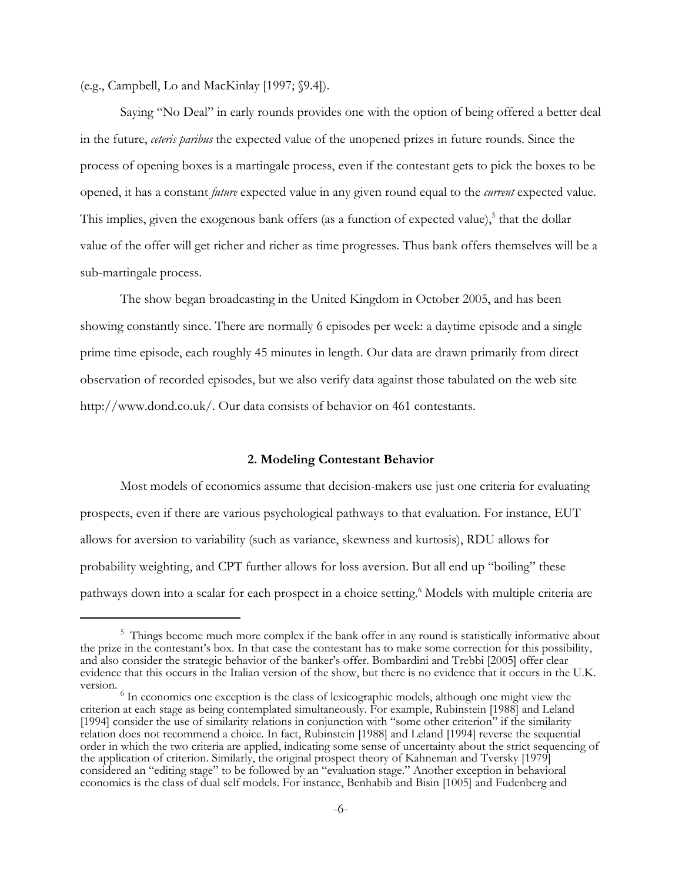(e.g., Campbell, Lo and MacKinlay [1997; §9.4]).

Saying "No Deal" in early rounds provides one with the option of being offered a better deal in the future, *ceteris paribus* the expected value of the unopened prizes in future rounds. Since the process of opening boxes is a martingale process, even if the contestant gets to pick the boxes to be opened, it has a constant *future* expected value in any given round equal to the *current* expected value. This implies, given the exogenous bank offers (as a function of expected value),[5] that the dollar value of the offer will get richer and richer as time progresses. Thus bank offers themselves will be a sub-martingale process.

The show began broadcasting in the United Kingdom in October 2005, and has been showing constantly since. There are normally 6 episodes per week: a daytime episode and a single prime time episode, each roughly 45 minutes in length. Our data are drawn primarily from direct observation of recorded episodes, but we also verify data against those tabulated on the web site http://www.dond.co.uk/. Our data consists of behavior on 461 contestants.

## 2. Modeling Contestant Behavior

Most models of economics assume that decision-makers use just one criteria for evaluating prospects, even if there are various psychological pathways to that evaluation. For instance, EUT allows for aversion to variability (such as variance, skewness and kurtosis), RDU allows for probability weighting, and CPT further allows for loss aversion. But all end up "boiling" these pathways down into a scalar for each prospect in a choice setting.[6] Models with multiple criteria are

---

[5] Things become much more complex if the bank offer in any round is statistically informative about the prize in the contestant's box. In that case the contestant has to make some correction for this possibility, and also consider the strategic behavior of the banker's offer. Bombardini and Trebbi [2005] offer clear evidence that this occurs in the Italian version of the show, but there is no evidence that it occurs in the U.K. version.

[6] In economics one exception is the class of lexicographic models, although one might view the criterion at each stage as being contemplated simultaneously. For example, Rubinstein [1988] and Leland [1994] consider the use of similarity relations in conjunction with "some other criterion" if the similarity relation does not recommend a choice. In fact, Rubinstein [1988] and Leland [1994] reverse the sequential order in which the two criteria are applied, indicating some sense of uncertainty about the strict sequencing of the application of criterion. Similarly, the original prospect theory of Kahneman and Tversky [1979] considered an "editing stage" to be followed by an "evaluation stage." Another exception in behavioral economics is the class of dual self models. For instance, Benhabib and Bisin [1005] and Fudenberg and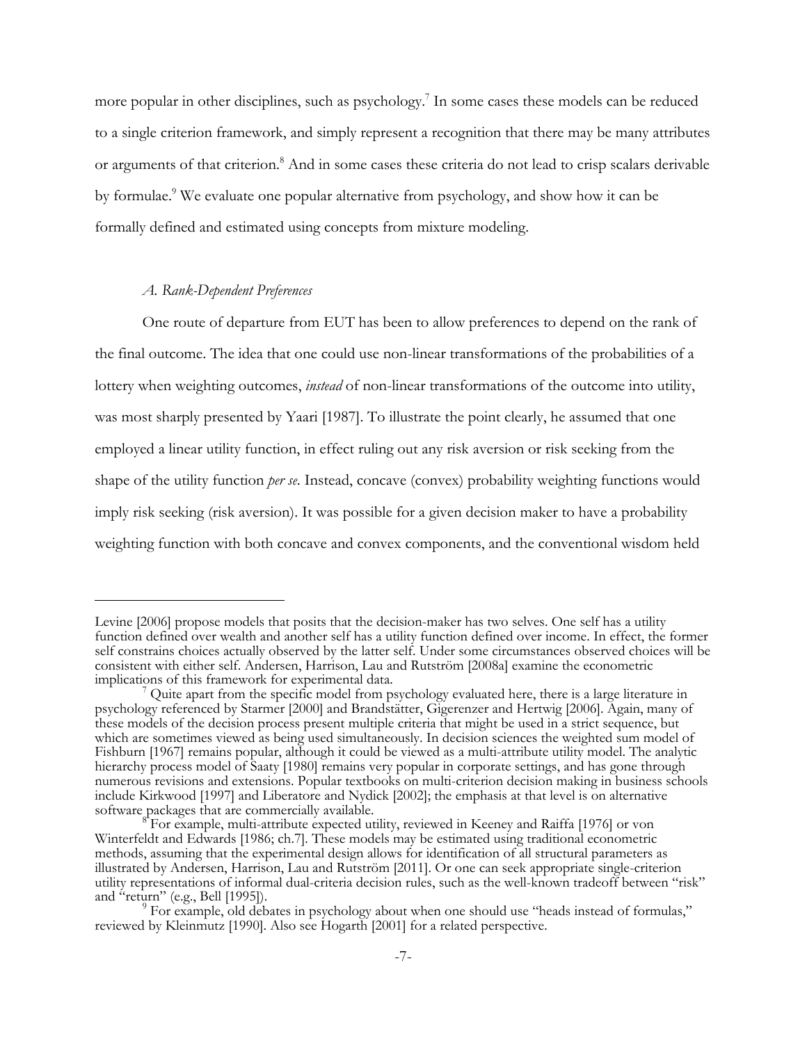more popular in other disciplines, such as psychology.[7] In some cases these models can be reduced to a single criterion framework, and simply represent a recognition that there may be many attributes or arguments of that criterion.[8] And in some cases these criteria do not lead to crisp scalars derivable by formulae.[9] We evaluate one popular alternative from psychology, and show how it can be formally defined and estimated using concepts from mixture modeling.

### *A. Rank-Dependent Preferences*

One route of departure from EUT has been to allow preferences to depend on the rank of the final outcome. The idea that one could use non-linear transformations of the probabilities of a lottery when weighting outcomes, *instead* of non-linear transformations of the outcome into utility, was most sharply presented by Yaari [1987]. To illustrate the point clearly, he assumed that one employed a linear utility function, in effect ruling out any risk aversion or risk seeking from the shape of the utility function *per se*. Instead, concave (convex) probability weighting functions would imply risk seeking (risk aversion). It was possible for a given decision maker to have a probability weighting function with both concave and convex components, and the conventional wisdom held

---

Levine [2006] propose models that posits that the decision-maker has two selves. One self has a utility function defined over wealth and another self has a utility function defined over income. In effect, the former self constrains choices actually observed by the latter self. Under some circumstances observed choices will be consistent with either self. Andersen, Harrison, Lau and Rutström [2008a] examine the econometric implications of this framework for experimental data.

[7] Quite apart from the specific model from psychology evaluated here, there is a large literature in psychology referenced by Starmer [2000] and Brandstätter, Gigerenzer and Hertwig [2006]. Again, many of these models of the decision process present multiple criteria that might be used in a strict sequence, but which are sometimes viewed as being used simultaneously. In decision sciences the weighted sum model of Fishburn [1967] remains popular, although it could be viewed as a multi-attribute utility model. The analytic hierarchy process model of Saaty [1980] remains very popular in corporate settings, and has gone through numerous revisions and extensions. Popular textbooks on multi-criterion decision making in business schools include Kirkwood [1997] and Liberatore and Nydick [2002]; the emphasis at that level is on alternative software packages that are commercially available.

[8] For example, multi-attribute expected utility, reviewed in Keeney and Raiffa [1976] or von Winterfeldt and Edwards [1986; ch.7]. These models may be estimated using traditional econometric methods, assuming that the experimental design allows for identification of all structural parameters as illustrated by Andersen, Harrison, Lau and Rutström [2011]. Or one can seek appropriate single-criterion utility representations of informal dual-criteria decision rules, such as the well-known tradeoff between "risk" and "return" (e.g., Bell [1995]).

[9] For example, old debates in psychology about when one should use "heads instead of formulas," reviewed by Kleinmutz [1990]. Also see Hogarth [2001] for a related perspective.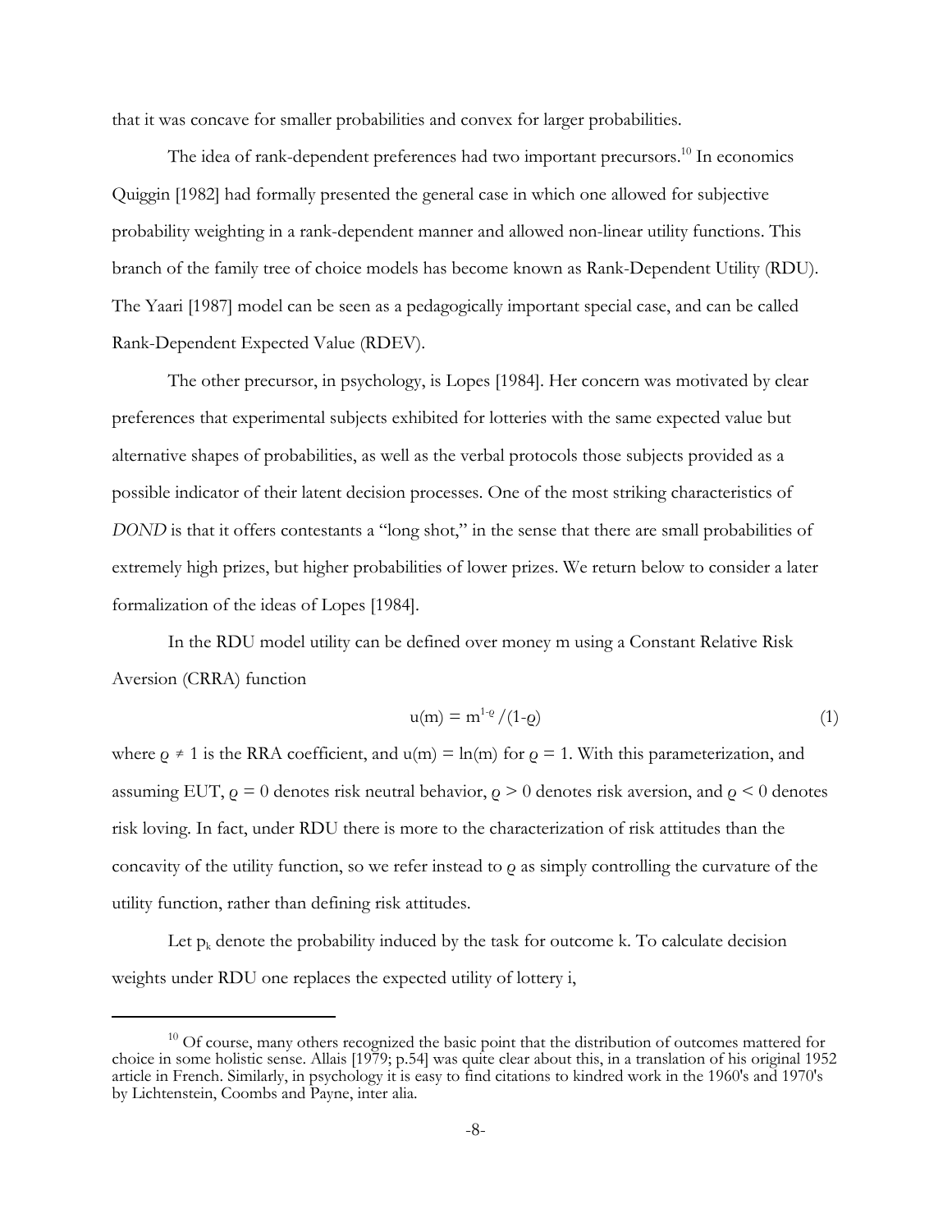that it was concave for smaller probabilities and convex for larger probabilities.

The idea of rank-dependent preferences had two important precursors.[10] In economics Quiggin [1982] had formally presented the general case in which one allowed for subjective probability weighting in a rank-dependent manner and allowed non-linear utility functions. This branch of the family tree of choice models has become known as Rank-Dependent Utility (RDU). The Yaari [1987] model can be seen as a pedagogically important special case, and can be called Rank-Dependent Expected Value (RDEV).

The other precursor, in psychology, is Lopes [1984]. Her concern was motivated by clear preferences that experimental subjects exhibited for lotteries with the same expected value but alternative shapes of probabilities, as well as the verbal protocols those subjects provided as a possible indicator of their latent decision processes. One of the most striking characteristics of *DOND* is that it offers contestants a "long shot," in the sense that there are small probabilities of extremely high prizes, but higher probabilities of lower prizes. We return below to consider a later formalization of the ideas of Lopes [1984].

In the RDU model utility can be defined over money m using a Constant Relative Risk Aversion (CRRA) function

$$u(m) = m^{1-\varrho}/(1-\varrho) \tag{1}$$

where $\varrho \neq 1$ is the RRA coefficient, and $u(m) = \ln(m)$ for $\varrho = 1$. With this parameterization, and assuming EUT, $\varrho = 0$ denotes risk neutral behavior, $\varrho > 0$ denotes risk aversion, and $\varrho < 0$ denotes risk loving. In fact, under RDU there is more to the characterization of risk attitudes than the concavity of the utility function, so we refer instead to $\varrho$ as simply controlling the curvature of the utility function, rather than defining risk attitudes.

Let $p_k$ denote the probability induced by the task for outcome k. To calculate decision weights under RDU one replaces the expected utility of lottery i,

[10] Of course, many others recognized the basic point that the distribution of outcomes mattered for choice in some holistic sense. Allais [1979; p.54] was quite clear about this, in a translation of his original 1952 article in French. Similarly, in psychology it is easy to find citations to kindred work in the 1960's and 1970's by Lichtenstein, Coombs and Payne, inter alia.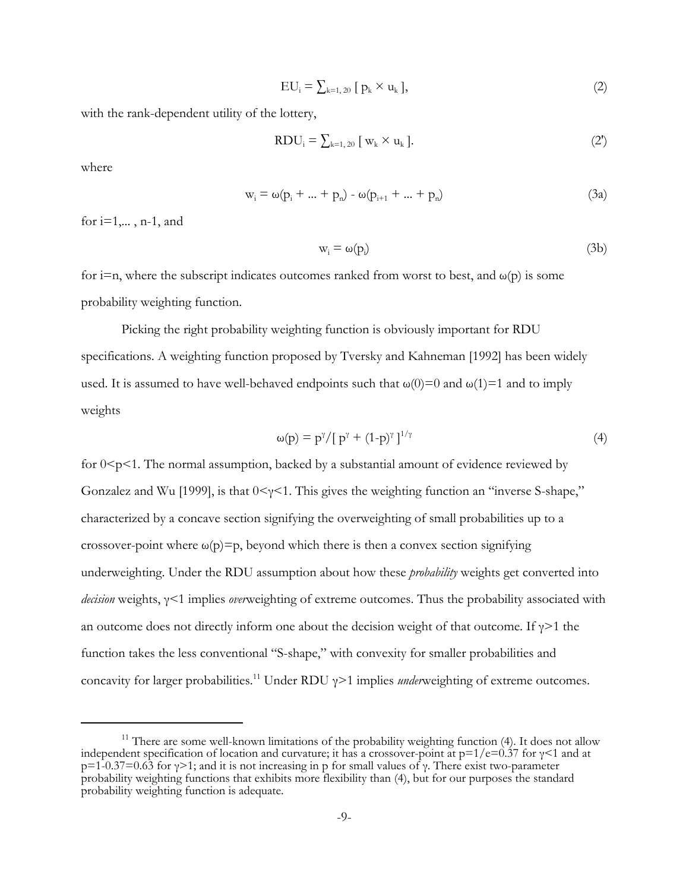$$\text{EU}_i = \sum_{k=1, 20} [\, p_k \times u_k \,], \tag{2}$$

with the rank-dependent utility of the lottery,

$$\text{RDU}_i = \sum_{k=1, 20} [\, w_k \times u_k \,]. \tag{2'}$$

where

$$w_i = \omega(p_i + \ldots + p_n) - \omega(p_{i+1} + \ldots + p_n) \tag{3a}$$

for i=1,... , n-1, and

$$w_i = \omega(p_i) \tag{3b}$$

for i=n, where the subscript indicates outcomes ranked from worst to best, and $\omega(p)$ is some probability weighting function.

Picking the right probability weighting function is obviously important for RDU specifications. A weighting function proposed by Tversky and Kahneman [1992] has been widely used. It is assumed to have well-behaved endpoints such that $\omega(0)=0$ and $\omega(1)=1$ and to imply weights

$$\omega(p) = p^{\gamma}/[\, p^{\gamma} + (1-p)^{\gamma} \,]^{1/\gamma} \tag{4}$$

for $0<p<1$. The normal assumption, backed by a substantial amount of evidence reviewed by Gonzalez and Wu [1999], is that $0<\gamma<1$. This gives the weighting function an "inverse S-shape," characterized by a concave section signifying the overweighting of small probabilities up to a crossover-point where $\omega(p)=p$, beyond which there is then a convex section signifying underweighting. Under the RDU assumption about how these *probability* weights get converted into *decision* weights, $\gamma<1$ implies *over*weighting of extreme outcomes. Thus the probability associated with an outcome does not directly inform one about the decision weight of that outcome. If $\gamma>1$ the function takes the less conventional "S-shape," with convexity for smaller probabilities and concavity for larger probabilities.[11] Under RDU $\gamma>1$ implies *under*weighting of extreme outcomes.

---

[11] There are some well-known limitations of the probability weighting function (4). It does not allow independent specification of location and curvature; it has a crossover-point at $p=1/e=0.37$ for $\gamma<1$ and at $p=1-0.37=0.63$ for $\gamma>1$; and it is not increasing in p for small values of $\gamma$. There exist two-parameter probability weighting functions that exhibits more flexibility than (4), but for our purposes the standard probability weighting function is adequate.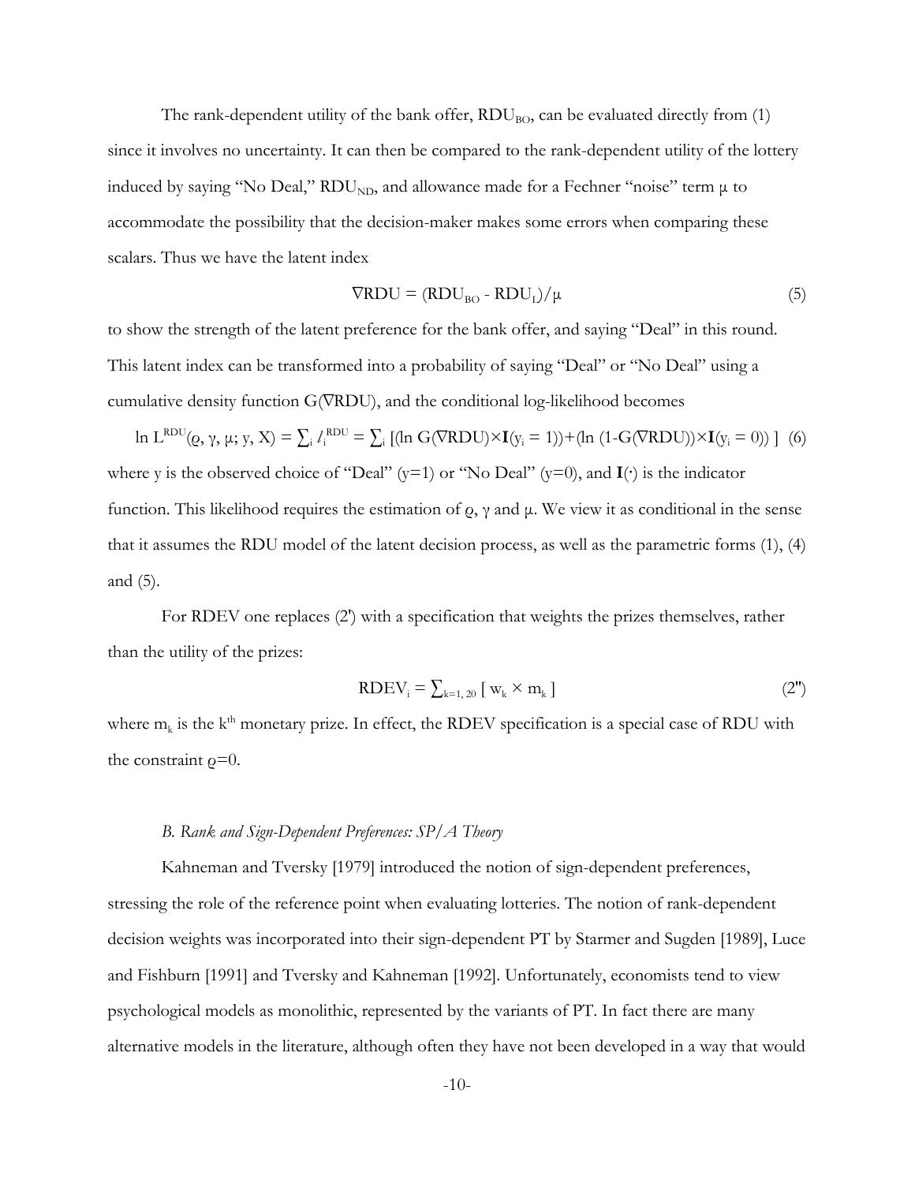The rank-dependent utility of the bank offer, $RDU_{BO}$, can be evaluated directly from (1) since it involves no uncertainty. It can then be compared to the rank-dependent utility of the lottery induced by saying "No Deal," $RDU_{ND}$, and allowance made for a Fechner "noise" term μ to accommodate the possibility that the decision-maker makes some errors when comparing these scalars. Thus we have the latent index

$$\nabla RDU = (RDU_{BO} - RDU_{L})/\mu \tag{5}$$

to show the strength of the latent preference for the bank offer, and saying "Deal" in this round. This latent index can be transformed into a probability of saying "Deal" or "No Deal" using a cumulative density function G(∇RDU), and the conditional log-likelihood becomes

$$\ln L^{RDU}(\varrho, \gamma, \mu; y, X) = \sum_i l_i^{RDU} = \sum_i [(\ln G(\nabla RDU) \times \mathbf{I}(y_i = 1)) + (\ln (1 - G(\nabla RDU)) \times \mathbf{I}(y_i = 0)) ] \tag{6}$$

where y is the observed choice of "Deal" (y=1) or "No Deal" (y=0), and **I**(·) is the indicator function. This likelihood requires the estimation of ϱ, γ and μ. We view it as conditional in the sense that it assumes the RDU model of the latent decision process, as well as the parametric forms (1), (4) and (5).

For RDEV one replaces (2') with a specification that weights the prizes themselves, rather than the utility of the prizes:

$$RDEV_i = \sum_{k=1, 20} [ w_k \times m_k ] \tag{2''}$$

where $m_k$ is the $k^{th}$ monetary prize. In effect, the RDEV specification is a special case of RDU with the constraint ϱ=0.

### *B. Rank and Sign-Dependent Preferences: SP/A Theory*

Kahneman and Tversky [1979] introduced the notion of sign-dependent preferences, stressing the role of the reference point when evaluating lotteries. The notion of rank-dependent decision weights was incorporated into their sign-dependent PT by Starmer and Sugden [1989], Luce and Fishburn [1991] and Tversky and Kahneman [1992]. Unfortunately, economists tend to view psychological models as monolithic, represented by the variants of PT. In fact there are many alternative models in the literature, although often they have not been developed in a way that would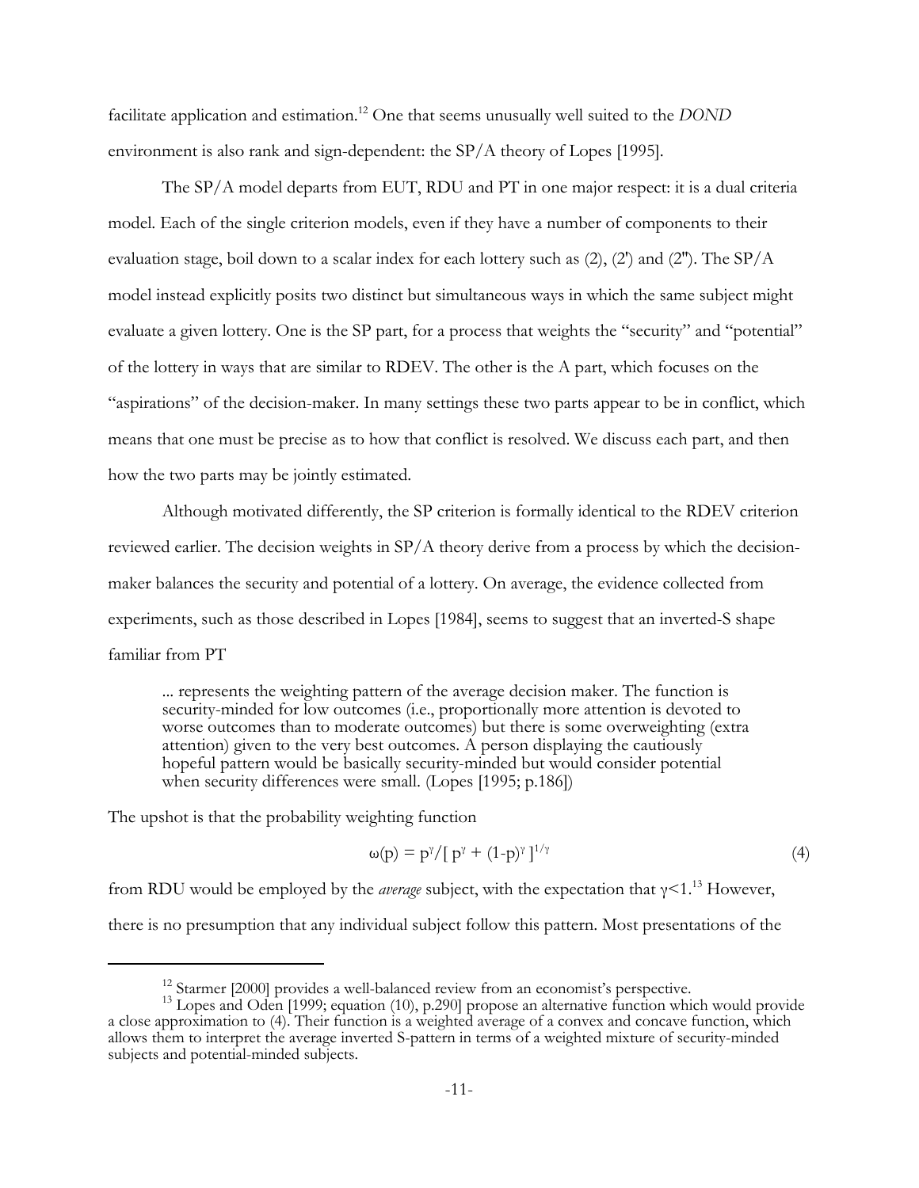facilitate application and estimation.[12] One that seems unusually well suited to the *DOND* environment is also rank and sign-dependent: the SP/A theory of Lopes [1995].

The SP/A model departs from EUT, RDU and PT in one major respect: it is a dual criteria model. Each of the single criterion models, even if they have a number of components to their evaluation stage, boil down to a scalar index for each lottery such as (2), (2') and (2''). The SP/A model instead explicitly posits two distinct but simultaneous ways in which the same subject might evaluate a given lottery. One is the SP part, for a process that weights the "security" and "potential" of the lottery in ways that are similar to RDEV. The other is the A part, which focuses on the "aspirations" of the decision-maker. In many settings these two parts appear to be in conflict, which means that one must be precise as to how that conflict is resolved. We discuss each part, and then how the two parts may be jointly estimated.

Although motivated differently, the SP criterion is formally identical to the RDEV criterion reviewed earlier. The decision weights in SP/A theory derive from a process by which the decision-maker balances the security and potential of a lottery. On average, the evidence collected from experiments, such as those described in Lopes [1984], seems to suggest that an inverted-S shape familiar from PT

> ... represents the weighting pattern of the average decision maker. The function is security-minded for low outcomes (i.e., proportionally more attention is devoted to worse outcomes than to moderate outcomes) but there is some overweighting (extra attention) given to the very best outcomes. A person displaying the cautiously hopeful pattern would be basically security-minded but would consider potential when security differences were small. (Lopes [1995; p.186])

The upshot is that the probability weighting function

$$\omega(p) = p^{\gamma}/[\, p^{\gamma} + (1-p)^{\gamma}\, ]^{1/\gamma} \tag{4}$$

from RDU would be employed by the *average* subject, with the expectation that $\gamma<1$.[13] However, there is no presumption that any individual subject follow this pattern. Most presentations of the

[12] Starmer [2000] provides a well-balanced review from an economist's perspective.

[13] Lopes and Oden [1999; equation (10), p.290] propose an alternative function which would provide a close approximation to (4). Their function is a weighted average of a convex and concave function, which allows them to interpret the average inverted S-pattern in terms of a weighted mixture of security-minded subjects and potential-minded subjects.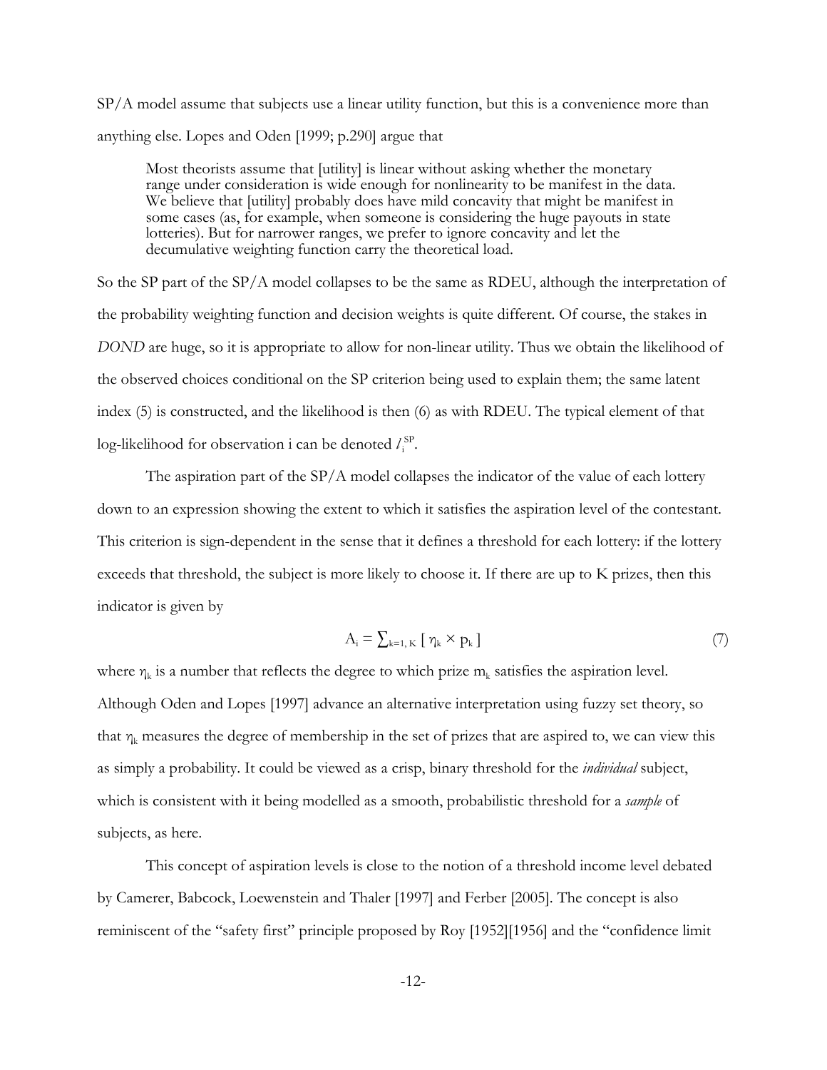SP/A model assume that subjects use a linear utility function, but this is a convenience more than anything else. Lopes and Oden [1999; p.290] argue that

> Most theorists assume that [utility] is linear without asking whether the monetary range under consideration is wide enough for nonlinearity to be manifest in the data. We believe that [utility] probably does have mild concavity that might be manifest in some cases (as, for example, when someone is considering the huge payouts in state lotteries). But for narrower ranges, we prefer to ignore concavity and let the decumulative weighting function carry the theoretical load.

So the SP part of the SP/A model collapses to be the same as RDEU, although the interpretation of the probability weighting function and decision weights is quite different. Of course, the stakes in *DOND* are huge, so it is appropriate to allow for non-linear utility. Thus we obtain the likelihood of the observed choices conditional on the SP criterion being used to explain them; the same latent index (5) is constructed, and the likelihood is then (6) as with RDEU. The typical element of that log-likelihood for observation i can be denoted $l_i^{SP}$.

The aspiration part of the SP/A model collapses the indicator of the value of each lottery down to an expression showing the extent to which it satisfies the aspiration level of the contestant. This criterion is sign-dependent in the sense that it defines a threshold for each lottery: if the lottery exceeds that threshold, the subject is more likely to choose it. If there are up to K prizes, then this indicator is given by

$$A_i = \sum_{k=1, K} [\, \eta_k \times p_k \,] \tag{7}$$

where $\eta_k$ is a number that reflects the degree to which prize $m_k$ satisfies the aspiration level. Although Oden and Lopes [1997] advance an alternative interpretation using fuzzy set theory, so that $\eta_k$ measures the degree of membership in the set of prizes that are aspired to, we can view this as simply a probability. It could be viewed as a crisp, binary threshold for the *individual* subject, which is consistent with it being modelled as a smooth, probabilistic threshold for a *sample* of subjects, as here.

This concept of aspiration levels is close to the notion of a threshold income level debated by Camerer, Babcock, Loewenstein and Thaler [1997] and Ferber [2005]. The concept is also reminiscent of the "safety first" principle proposed by Roy [1952][1956] and the "confidence limit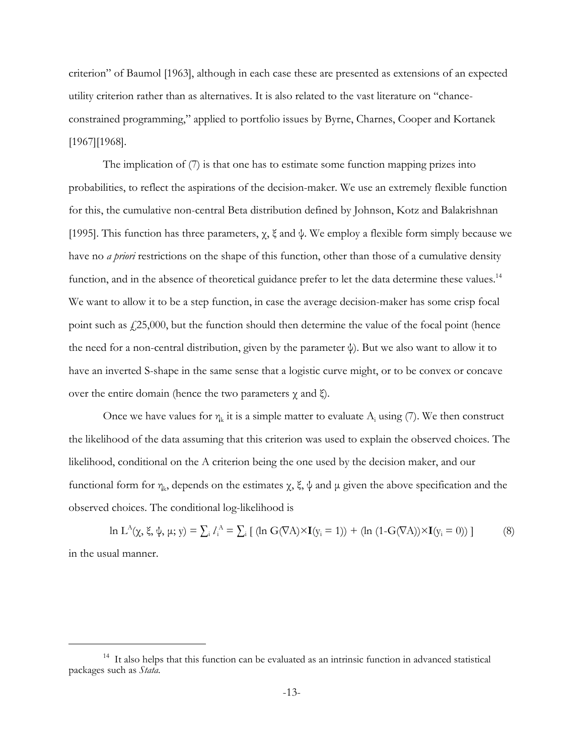criterion" of Baumol [1963], although in each case these are presented as extensions of an expected utility criterion rather than as alternatives. It is also related to the vast literature on "chance-constrained programming," applied to portfolio issues by Byrne, Charnes, Cooper and Kortanek [1967][1968].

The implication of (7) is that one has to estimate some function mapping prizes into probabilities, to reflect the aspirations of the decision-maker. We use an extremely flexible function for this, the cumulative non-central Beta distribution defined by Johnson, Kotz and Balakrishnan [1995]. This function has three parameters, $\chi$, $\xi$ and $\psi$. We employ a flexible form simply because we have no *a priori* restrictions on the shape of this function, other than those of a cumulative density function, and in the absence of theoretical guidance prefer to let the data determine these values.[14] We want to allow it to be a step function, in case the average decision-maker has some crisp focal point such as £25,000, but the function should then determine the value of the focal point (hence the need for a non-central distribution, given by the parameter $\psi$). But we also want to allow it to have an inverted S-shape in the same sense that a logistic curve might, or to be convex or concave over the entire domain (hence the two parameters $\chi$ and $\xi$).

Once we have values for $\eta_k$ it is a simple matter to evaluate $A_i$ using (7). We then construct the likelihood of the data assuming that this criterion was used to explain the observed choices. The likelihood, conditional on the A criterion being the one used by the decision maker, and our functional form for $\eta_k$, depends on the estimates $\chi$, $\xi$, $\psi$ and $\mu$ given the above specification and the observed choices. The conditional log-likelihood is

$$\ln L^A(\chi, \xi, \psi, \mu; y) = \sum_i l_i^A = \sum_i [ (\ln G(\nabla A)\times \mathbf{I}(y_i = 1)) + (\ln (1-G(\nabla A))\times \mathbf{I}(y_i = 0)) ] \tag{8}$$

in the usual manner.

[14] It also helps that this function can be evaluated as an intrinsic function in advanced statistical packages such as *Stata*.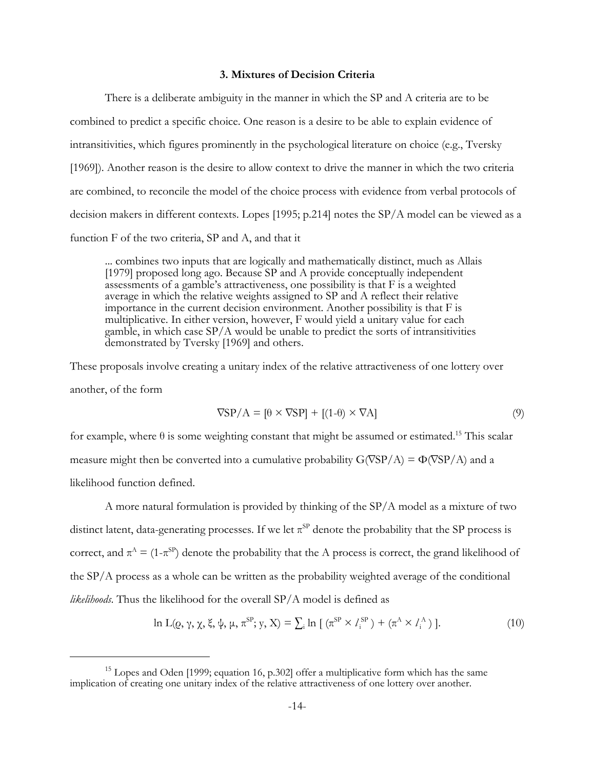### 3. Mixtures of Decision Criteria

There is a deliberate ambiguity in the manner in which the SP and A criteria are to be combined to predict a specific choice. One reason is a desire to be able to explain evidence of intransitivities, which figures prominently in the psychological literature on choice (e.g., Tversky [1969]). Another reason is the desire to allow context to drive the manner in which the two criteria are combined, to reconcile the model of the choice process with evidence from verbal protocols of decision makers in different contexts. Lopes [1995; p.214] notes the SP/A model can be viewed as a function F of the two criteria, SP and A, and that it

> ... combines two inputs that are logically and mathematically distinct, much as Allais [1979] proposed long ago. Because SP and A provide conceptually independent assessments of a gamble's attractiveness, one possibility is that F is a weighted average in which the relative weights assigned to SP and A reflect their relative importance in the current decision environment. Another possibility is that F is multiplicative. In either version, however, F would yield a unitary value for each gamble, in which case SP/A would be unable to predict the sorts of intransitivities demonstrated by Tversky [1969] and others.

These proposals involve creating a unitary index of the relative attractiveness of one lottery over another, of the form

$$\nabla \text{SP/A} = [\theta \times \nabla \text{SP}] + [(1-\theta) \times \nabla \text{A}] \tag{9}$$

for example, where $\theta$ is some weighting constant that might be assumed or estimated.[15] This scalar measure might then be converted into a cumulative probability $G(\nabla \text{SP/A}) = \Phi(\nabla \text{SP/A})$ and a likelihood function defined.

A more natural formulation is provided by thinking of the SP/A model as a mixture of two distinct latent, data-generating processes. If we let $\pi^{SP}$ denote the probability that the SP process is correct, and $\pi^{A} = (1-\pi^{SP})$ denote the probability that the A process is correct, the grand likelihood of the SP/A process as a whole can be written as the probability weighted average of the conditional *likelihoods*. Thus the likelihood for the overall SP/A model is defined as

$$\ln L(\varrho, \gamma, \chi, \xi, \psi, \mu, \pi^{SP}; y, X) = \textstyle\sum_i \ln [ (\pi^{SP} \times l_i^{SP}) + (\pi^{A} \times l_i^{A}) ]. \tag{10}$$

---

[15] Lopes and Oden [1999; equation 16, p.302] offer a multiplicative form which has the same implication of creating one unitary index of the relative attractiveness of one lottery over another.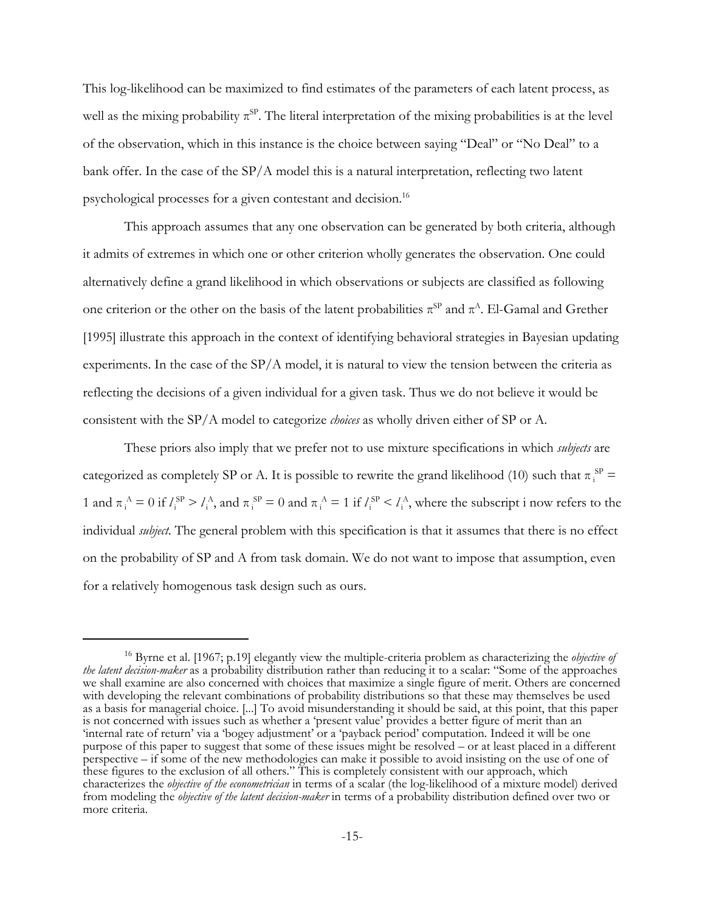This log-likelihood can be maximized to find estimates of the parameters of each latent process, as well as the mixing probability $\pi^{SP}$. The literal interpretation of the mixing probabilities is at the level of the observation, which in this instance is the choice between saying "Deal" or "No Deal" to a bank offer. In the case of the SP/A model this is a natural interpretation, reflecting two latent psychological processes for a given contestant and decision.[16]

This approach assumes that any one observation can be generated by both criteria, although it admits of extremes in which one or other criterion wholly generates the observation. One could alternatively define a grand likelihood in which observations or subjects are classified as following one criterion or the other on the basis of the latent probabilities $\pi^{SP}$ and $\pi^{A}$. El-Gamal and Grether [1995] illustrate this approach in the context of identifying behavioral strategies in Bayesian updating experiments. In the case of the SP/A model, it is natural to view the tension between the criteria as reflecting the decisions of a given individual for a given task. Thus we do not believe it would be consistent with the SP/A model to categorize *choices* as wholly driven either of SP or A.

These priors also imply that we prefer not to use mixture specifications in which *subjects* are categorized as completely SP or A. It is possible to rewrite the grand likelihood (10) such that $\pi_i^{SP} = 1$ and $\pi_i^{A} = 0$ if $l_i^{SP} > l_i^{A}$, and $\pi_i^{SP} = 0$ and $\pi_i^{A} = 1$ if $l_i^{SP} < l_i^{A}$, where the subscript i now refers to the individual *subject*. The general problem with this specification is that it assumes that there is no effect on the probability of SP and A from task domain. We do not want to impose that assumption, even for a relatively homogenous task design such as ours.

---

[16] Byrne et al. [1967; p.19] elegantly view the multiple-criteria problem as characterizing the *objective of the latent decision-maker* as a probability distribution rather than reducing it to a scalar: "Some of the approaches we shall examine are also concerned with choices that maximize a single figure of merit. Others are concerned with developing the relevant combinations of probability distributions so that these may themselves be used as a basis for managerial choice. [...] To avoid misunderstanding it should be said, at this point, that this paper is not concerned with issues such as whether a 'present value' provides a better figure of merit than an 'internal rate of return' via a 'bogey adjustment' or a 'payback period' computation. Indeed it will be one purpose of this paper to suggest that some of these issues might be resolved – or at least placed in a different perspective – if some of the new methodologies can make it possible to avoid insisting on the use of one of these figures to the exclusion of all others." This is completely consistent with our approach, which characterizes the *objective of the econometrician* in terms of a scalar (the log-likelihood of a mixture model) derived from modeling the *objective of the latent decision-maker* in terms of a probability distribution defined over two or more criteria.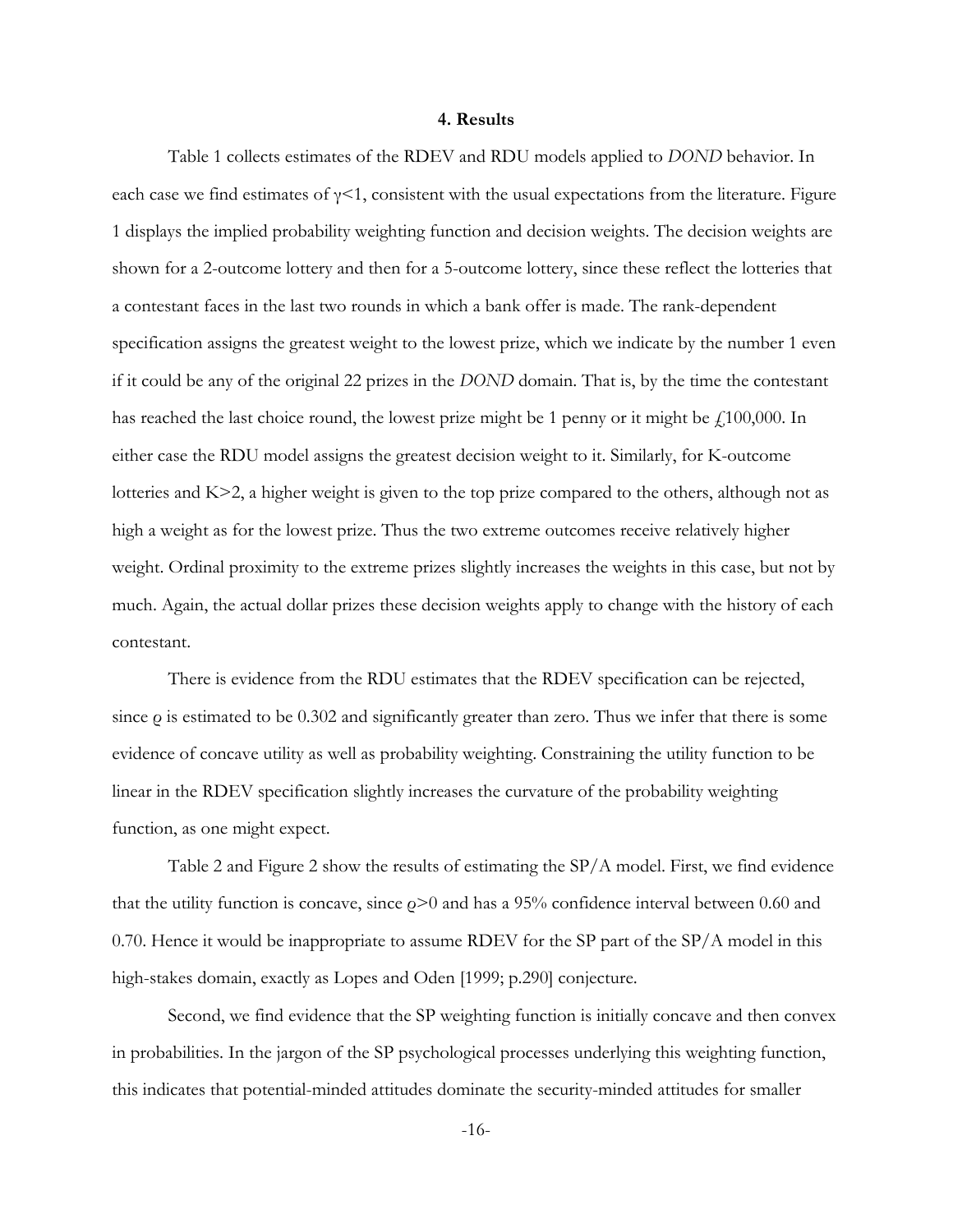#### 4. Results

Table 1 collects estimates of the RDEV and RDU models applied to *DOND* behavior. In each case we find estimates of $\gamma<1$, consistent with the usual expectations from the literature. Figure 1 displays the implied probability weighting function and decision weights. The decision weights are shown for a 2-outcome lottery and then for a 5-outcome lottery, since these reflect the lotteries that a contestant faces in the last two rounds in which a bank offer is made. The rank-dependent specification assigns the greatest weight to the lowest prize, which we indicate by the number 1 even if it could be any of the original 22 prizes in the *DOND* domain. That is, by the time the contestant has reached the last choice round, the lowest prize might be 1 penny or it might be £100,000. In either case the RDU model assigns the greatest decision weight to it. Similarly, for K-outcome lotteries and K>2, a higher weight is given to the top prize compared to the others, although not as high a weight as for the lowest prize. Thus the two extreme outcomes receive relatively higher weight. Ordinal proximity to the extreme prizes slightly increases the weights in this case, but not by much. Again, the actual dollar prizes these decision weights apply to change with the history of each contestant.

There is evidence from the RDU estimates that the RDEV specification can be rejected, since $\rho$ is estimated to be 0.302 and significantly greater than zero. Thus we infer that there is some evidence of concave utility as well as probability weighting. Constraining the utility function to be linear in the RDEV specification slightly increases the curvature of the probability weighting function, as one might expect.

Table 2 and Figure 2 show the results of estimating the SP/A model. First, we find evidence that the utility function is concave, since $\rho>0$ and has a 95% confidence interval between 0.60 and 0.70. Hence it would be inappropriate to assume RDEV for the SP part of the SP/A model in this high-stakes domain, exactly as Lopes and Oden [1999; p.290] conjecture.

Second, we find evidence that the SP weighting function is initially concave and then convex in probabilities. In the jargon of the SP psychological processes underlying this weighting function, this indicates that potential-minded attitudes dominate the security-minded attitudes for smaller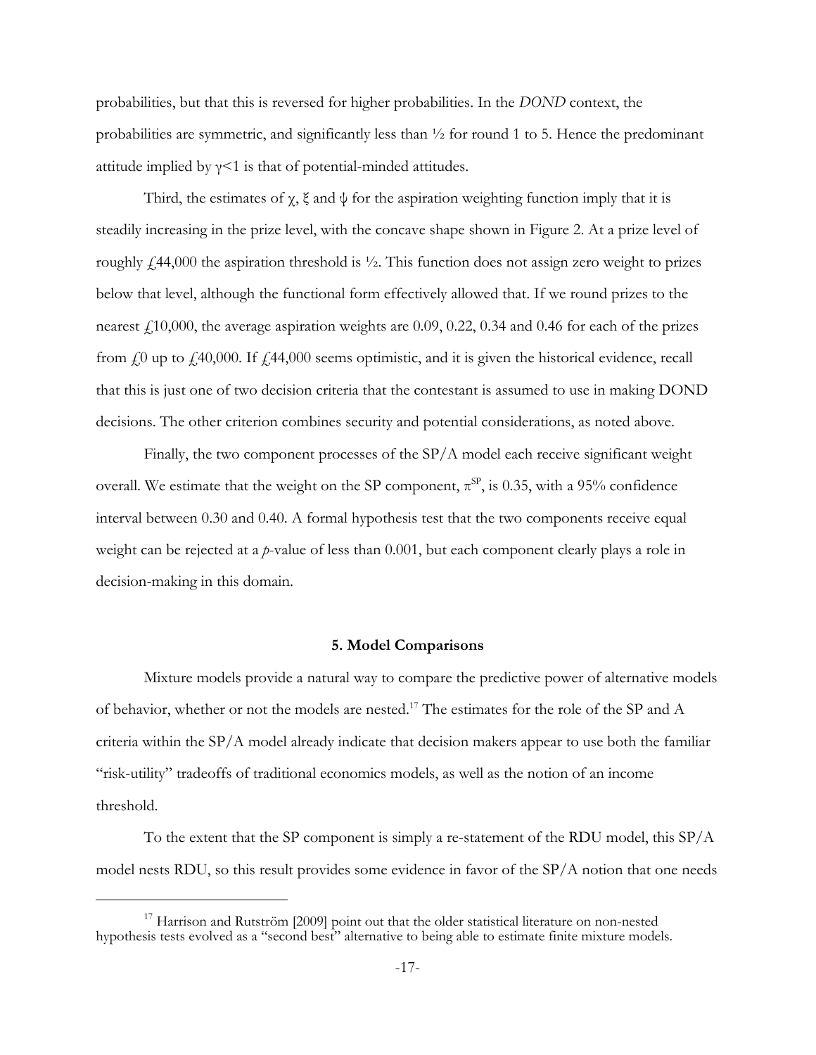probabilities, but that this is reversed for higher probabilities. In the *DOND* context, the probabilities are symmetric, and significantly less than ½ for round 1 to 5. Hence the predominant attitude implied by $\gamma$<1 is that of potential-minded attitudes.

Third, the estimates of $\chi$, $\xi$ and $\psi$ for the aspiration weighting function imply that it is steadily increasing in the prize level, with the concave shape shown in Figure 2. At a prize level of roughly £44,000 the aspiration threshold is ½. This function does not assign zero weight to prizes below that level, although the functional form effectively allowed that. If we round prizes to the nearest £10,000, the average aspiration weights are 0.09, 0.22, 0.34 and 0.46 for each of the prizes from £0 up to £40,000. If £44,000 seems optimistic, and it is given the historical evidence, recall that this is just one of two decision criteria that the contestant is assumed to use in making DOND decisions. The other criterion combines security and potential considerations, as noted above.

Finally, the two component processes of the SP/A model each receive significant weight overall. We estimate that the weight on the SP component, $\pi^{SP}$, is 0.35, with a 95% confidence interval between 0.30 and 0.40. A formal hypothesis test that the two components receive equal weight can be rejected at a *p*-value of less than 0.001, but each component clearly plays a role in decision-making in this domain.

## 5. Model Comparisons

Mixture models provide a natural way to compare the predictive power of alternative models of behavior, whether or not the models are nested.[17] The estimates for the role of the SP and A criteria within the SP/A model already indicate that decision makers appear to use both the familiar "risk-utility" tradeoffs of traditional economics models, as well as the notion of an income threshold.

To the extent that the SP component is simply a re-statement of the RDU model, this SP/A model nests RDU, so this result provides some evidence in favor of the SP/A notion that one needs

[17] Harrison and Rutström [2009] point out that the older statistical literature on non-nested hypothesis tests evolved as a "second best" alternative to being able to estimate finite mixture models.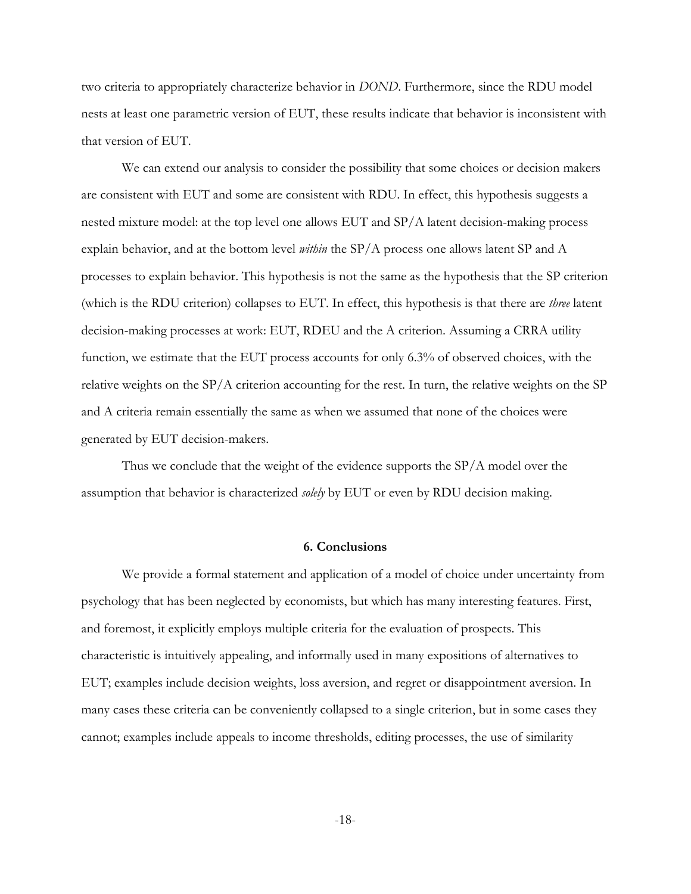two criteria to appropriately characterize behavior in *DOND*. Furthermore, since the RDU model nests at least one parametric version of EUT, these results indicate that behavior is inconsistent with that version of EUT.

We can extend our analysis to consider the possibility that some choices or decision makers are consistent with EUT and some are consistent with RDU. In effect, this hypothesis suggests a nested mixture model: at the top level one allows EUT and SP/A latent decision-making process explain behavior, and at the bottom level *within* the SP/A process one allows latent SP and A processes to explain behavior. This hypothesis is not the same as the hypothesis that the SP criterion (which is the RDU criterion) collapses to EUT. In effect, this hypothesis is that there are *three* latent decision-making processes at work: EUT, RDEU and the A criterion. Assuming a CRRA utility function, we estimate that the EUT process accounts for only 6.3% of observed choices, with the relative weights on the SP/A criterion accounting for the rest. In turn, the relative weights on the SP and A criteria remain essentially the same as when we assumed that none of the choices were generated by EUT decision-makers.

Thus we conclude that the weight of the evidence supports the SP/A model over the assumption that behavior is characterized *solely* by EUT or even by RDU decision making.

## 6. Conclusions

We provide a formal statement and application of a model of choice under uncertainty from psychology that has been neglected by economists, but which has many interesting features. First, and foremost, it explicitly employs multiple criteria for the evaluation of prospects. This characteristic is intuitively appealing, and informally used in many expositions of alternatives to EUT; examples include decision weights, loss aversion, and regret or disappointment aversion. In many cases these criteria can be conveniently collapsed to a single criterion, but in some cases they cannot; examples include appeals to income thresholds, editing processes, the use of similarity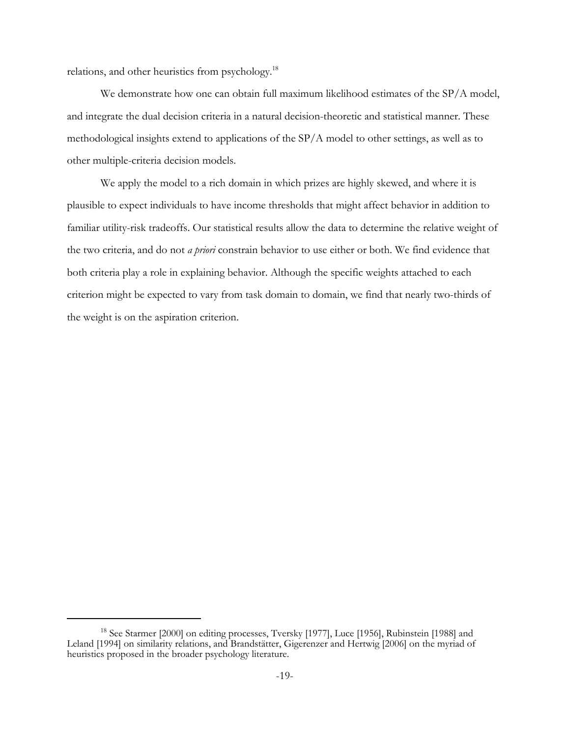relations, and other heuristics from psychology.[18]

We demonstrate how one can obtain full maximum likelihood estimates of the SP/A model, and integrate the dual decision criteria in a natural decision-theoretic and statistical manner. These methodological insights extend to applications of the SP/A model to other settings, as well as to other multiple-criteria decision models.

We apply the model to a rich domain in which prizes are highly skewed, and where it is plausible to expect individuals to have income thresholds that might affect behavior in addition to familiar utility-risk tradeoffs. Our statistical results allow the data to determine the relative weight of the two criteria, and do not *a priori* constrain behavior to use either or both. We find evidence that both criteria play a role in explaining behavior. Although the specific weights attached to each criterion might be expected to vary from task domain to domain, we find that nearly two-thirds of the weight is on the aspiration criterion.

---

[18] See Starmer [2000] on editing processes, Tversky [1977], Luce [1956], Rubinstein [1988] and Leland [1994] on similarity relations, and Brandstätter, Gigerenzer and Hertwig [2006] on the myriad of heuristics proposed in the broader psychology literature.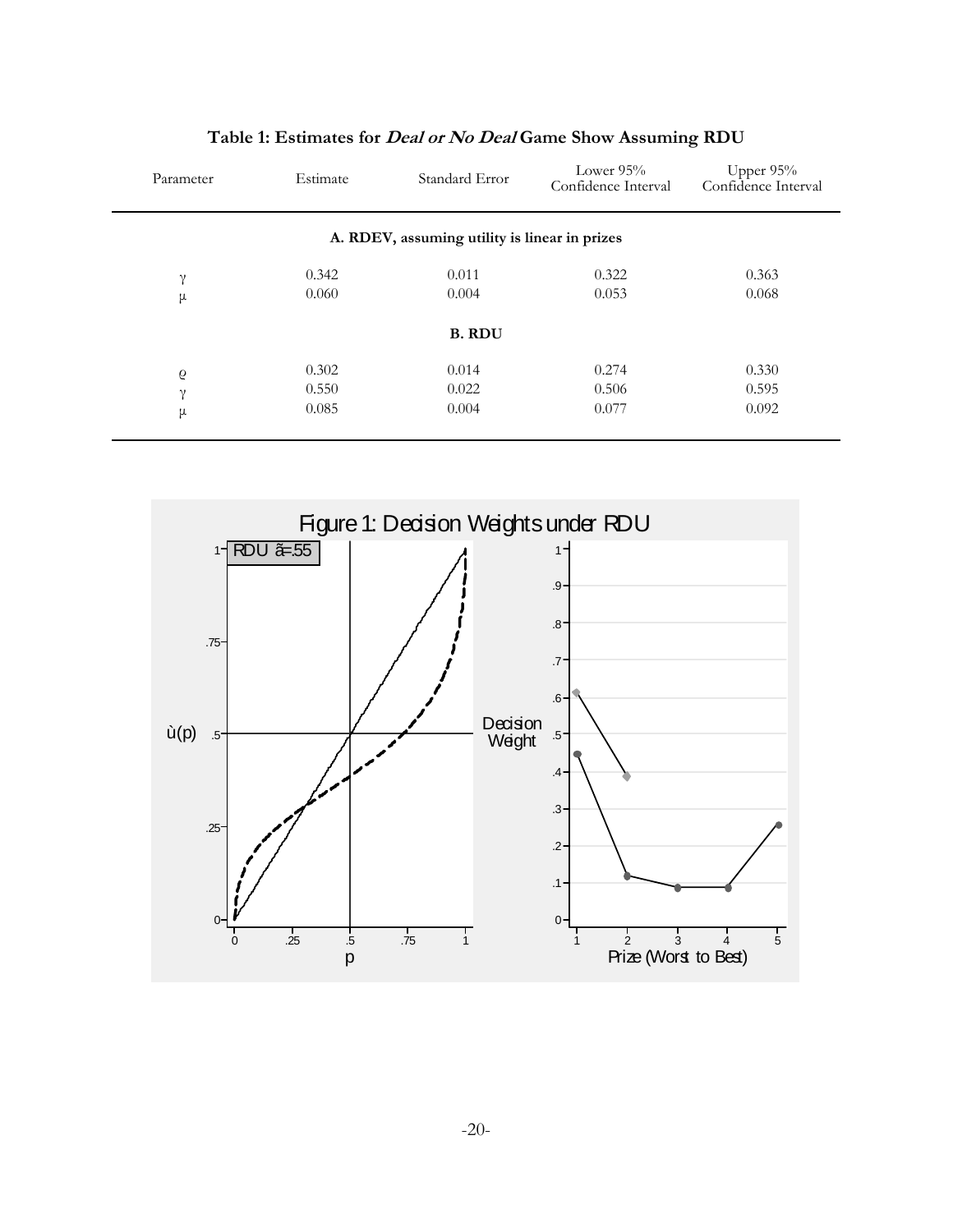**Table 1: Estimates for *Deal or No Deal* Game Show Assuming RDU**

| Parameter | Estimate | Standard Error | Lower 95% Confidence Interval | Upper 95% Confidence Interval |
|---|---|---|---|---|
| **A. RDEV, assuming utility is linear in prizes** | | | | |
| $\gamma$ | 0.342 | 0.011 | 0.322 | 0.363 |
| $\mu$ | 0.060 | 0.004 | 0.053 | 0.068 |
| **B. RDU** | | | | |
| $\varrho$ | 0.302 | 0.014 | 0.274 | 0.330 |
| $\gamma$ | 0.550 | 0.022 | 0.506 | 0.595 |
| $\mu$ | 0.085 | 0.004 | 0.077 | 0.092 |

Figure 1: Decision Weights under RDU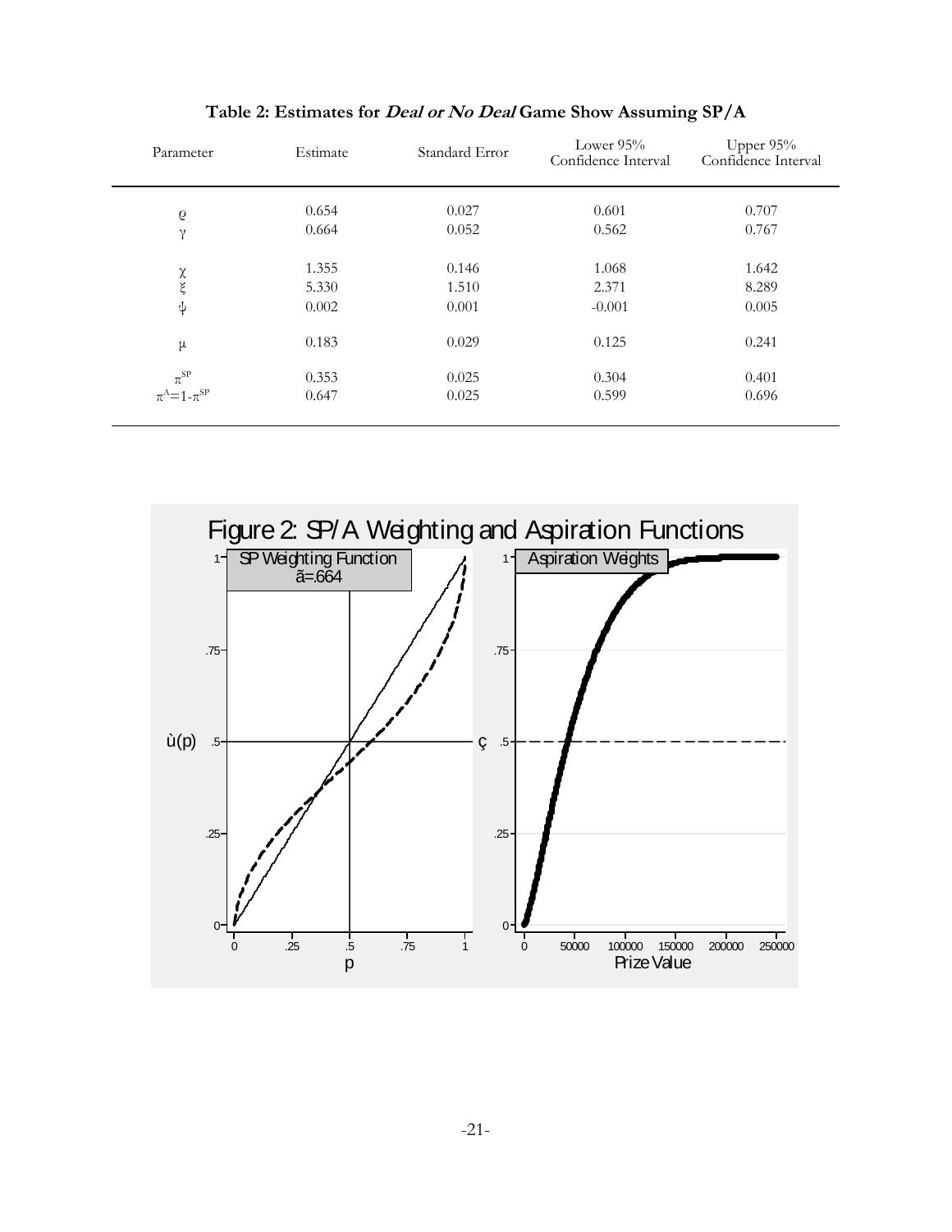**Table 2: Estimates for *Deal or No Deal* Game Show Assuming SP/A**

| Parameter | Estimate | Standard Error | Lower 95% Confidence Interval | Upper 95% Confidence Interval |
|---|---|---|---|---|
| $\varrho$ | 0.654 | 0.027 | 0.601 | 0.707 |
| $\gamma$ | 0.664 | 0.052 | 0.562 | 0.767 |
| $\chi$ | 1.355 | 0.146 | 1.068 | 1.642 |
| $\xi$ | 5.330 | 1.510 | 2.371 | 8.289 |
| $\psi$ | 0.002 | 0.001 | -0.001 | 0.005 |
| $\mu$ | 0.183 | 0.029 | 0.125 | 0.241 |
| $\pi^{SP}$ | 0.353 | 0.025 | 0.304 | 0.401 |
| $\pi^{A}=1-\pi^{SP}$ | 0.647 | 0.025 | 0.599 | 0.696 |

Figure 2: SP/A Weighting and Aspiration Functions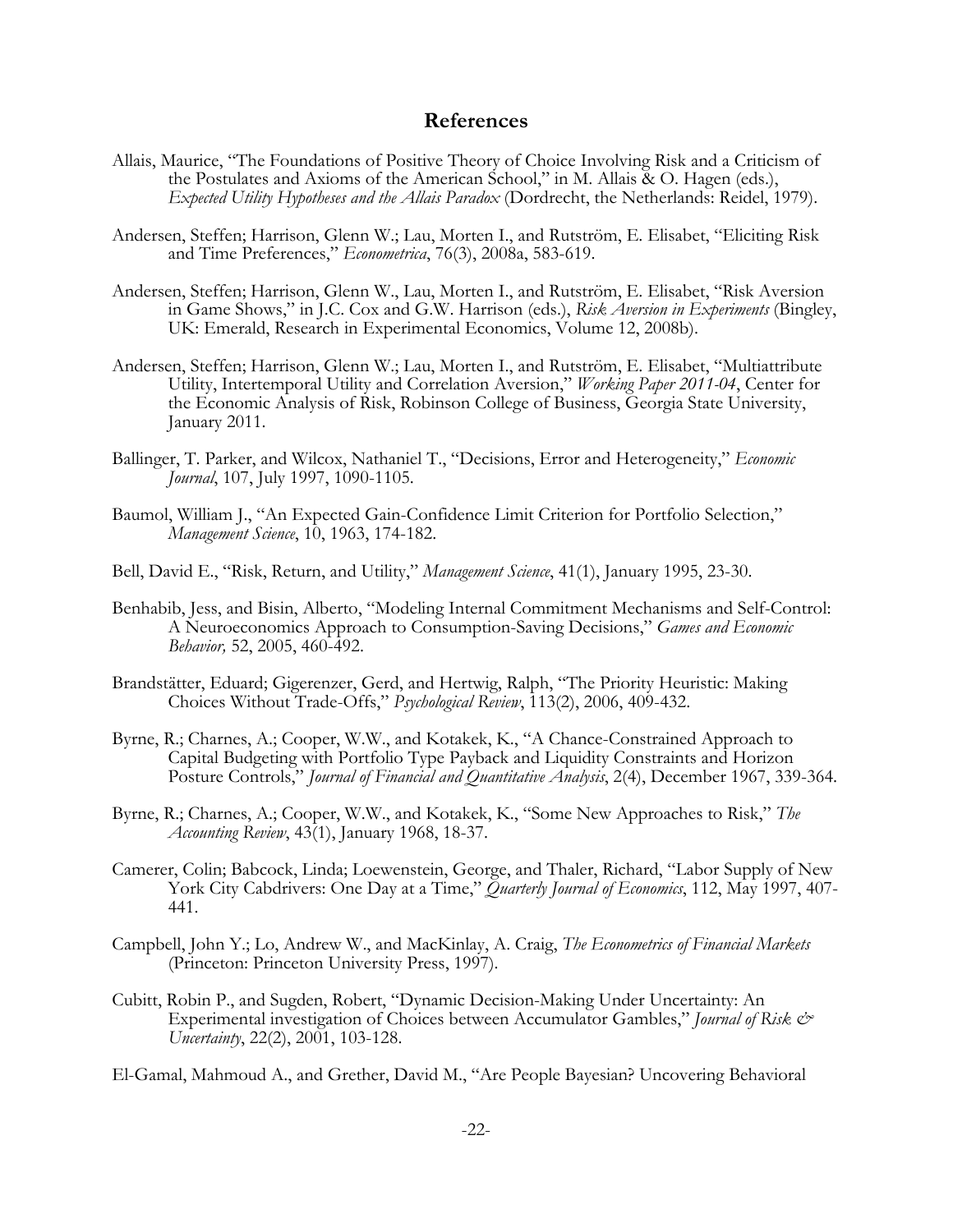## References

Allais, Maurice, "The Foundations of Positive Theory of Choice Involving Risk and a Criticism of the Postulates and Axioms of the American School," in M. Allais & O. Hagen (eds.), *Expected Utility Hypotheses and the Allais Paradox* (Dordrecht, the Netherlands: Reidel, 1979).

Andersen, Steffen; Harrison, Glenn W.; Lau, Morten I., and Rutström, E. Elisabet, "Eliciting Risk and Time Preferences," *Econometrica*, 76(3), 2008a, 583-619.

Andersen, Steffen; Harrison, Glenn W., Lau, Morten I., and Rutström, E. Elisabet, "Risk Aversion in Game Shows," in J.C. Cox and G.W. Harrison (eds.), *Risk Aversion in Experiments* (Bingley, UK: Emerald, Research in Experimental Economics, Volume 12, 2008b).

Andersen, Steffen; Harrison, Glenn W.; Lau, Morten I., and Rutström, E. Elisabet, "Multiattribute Utility, Intertemporal Utility and Correlation Aversion," *Working Paper 2011-04*, Center for the Economic Analysis of Risk, Robinson College of Business, Georgia State University, January 2011.

Ballinger, T. Parker, and Wilcox, Nathaniel T., "Decisions, Error and Heterogeneity," *Economic Journal*, 107, July 1997, 1090-1105.

Baumol, William J., "An Expected Gain-Confidence Limit Criterion for Portfolio Selection," *Management Science*, 10, 1963, 174-182.

Bell, David E., "Risk, Return, and Utility," *Management Science*, 41(1), January 1995, 23-30.

Benhabib, Jess, and Bisin, Alberto, "Modeling Internal Commitment Mechanisms and Self-Control: A Neuroeconomics Approach to Consumption-Saving Decisions," *Games and Economic Behavior,* 52, 2005, 460-492.

Brandstätter, Eduard; Gigerenzer, Gerd, and Hertwig, Ralph, "The Priority Heuristic: Making Choices Without Trade-Offs," *Psychological Review*, 113(2), 2006, 409-432.

Byrne, R.; Charnes, A.; Cooper, W.W., and Kotakek, K., "A Chance-Constrained Approach to Capital Budgeting with Portfolio Type Payback and Liquidity Constraints and Horizon Posture Controls," *Journal of Financial and Quantitative Analysis*, 2(4), December 1967, 339-364.

Byrne, R.; Charnes, A.; Cooper, W.W., and Kotakek, K., "Some New Approaches to Risk," *The Accounting Review*, 43(1), January 1968, 18-37.

Camerer, Colin; Babcock, Linda; Loewenstein, George, and Thaler, Richard, "Labor Supply of New York City Cabdrivers: One Day at a Time," *Quarterly Journal of Economics*, 112, May 1997, 407-441.

Campbell, John Y.; Lo, Andrew W., and MacKinlay, A. Craig, *The Econometrics of Financial Markets* (Princeton: Princeton University Press, 1997).

Cubitt, Robin P., and Sugden, Robert, "Dynamic Decision-Making Under Uncertainty: An Experimental investigation of Choices between Accumulator Gambles," *Journal of Risk & Uncertainty*, 22(2), 2001, 103-128.

El-Gamal, Mahmoud A., and Grether, David M., "Are People Bayesian? Uncovering Behavioral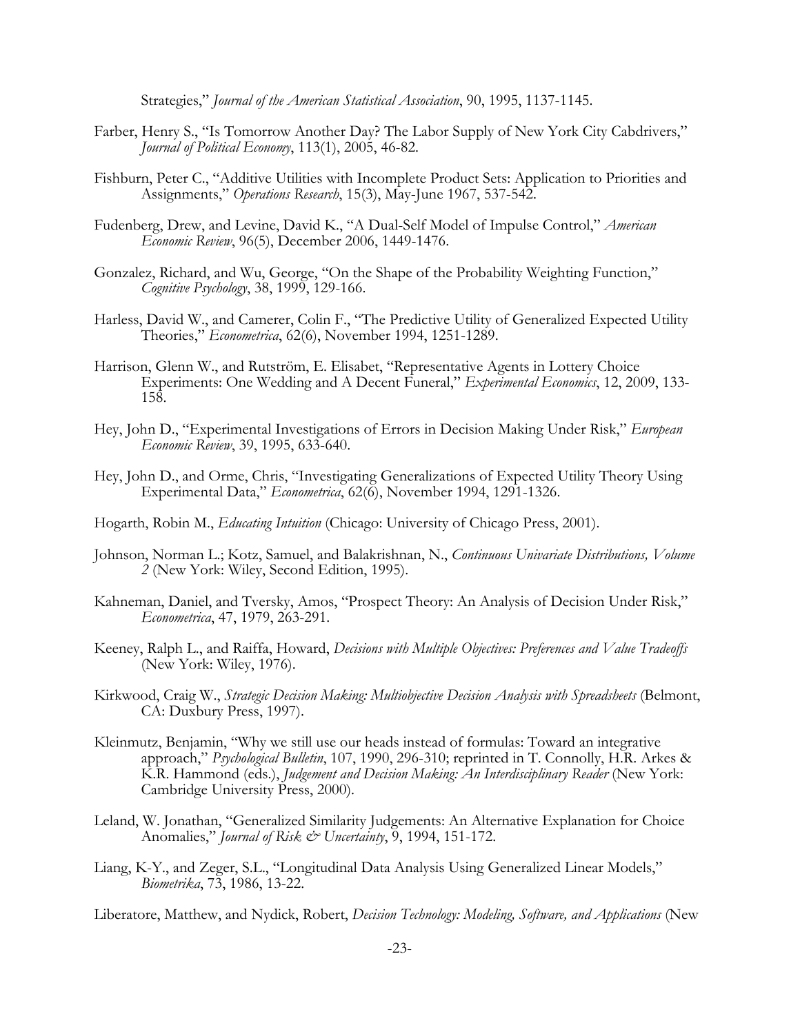Strategies," *Journal of the American Statistical Association*, 90, 1995, 1137-1145.

Farber, Henry S., "Is Tomorrow Another Day? The Labor Supply of New York City Cabdrivers," *Journal of Political Economy*, 113(1), 2005, 46-82.

Fishburn, Peter C., "Additive Utilities with Incomplete Product Sets: Application to Priorities and Assignments," *Operations Research*, 15(3), May-June 1967, 537-542.

Fudenberg, Drew, and Levine, David K., "A Dual-Self Model of Impulse Control," *American Economic Review*, 96(5), December 2006, 1449-1476.

Gonzalez, Richard, and Wu, George, "On the Shape of the Probability Weighting Function," *Cognitive Psychology*, 38, 1999, 129-166.

Harless, David W., and Camerer, Colin F., "The Predictive Utility of Generalized Expected Utility Theories," *Econometrica*, 62(6), November 1994, 1251-1289.

Harrison, Glenn W., and Rutström, E. Elisabet, "Representative Agents in Lottery Choice Experiments: One Wedding and A Decent Funeral," *Experimental Economics*, 12, 2009, 133-158.

Hey, John D., "Experimental Investigations of Errors in Decision Making Under Risk," *European Economic Review*, 39, 1995, 633-640.

Hey, John D., and Orme, Chris, "Investigating Generalizations of Expected Utility Theory Using Experimental Data," *Econometrica*, 62(6), November 1994, 1291-1326.

Hogarth, Robin M., *Educating Intuition* (Chicago: University of Chicago Press, 2001).

Johnson, Norman L.; Kotz, Samuel, and Balakrishnan, N., *Continuous Univariate Distributions, Volume 2* (New York: Wiley, Second Edition, 1995).

Kahneman, Daniel, and Tversky, Amos, "Prospect Theory: An Analysis of Decision Under Risk," *Econometrica*, 47, 1979, 263-291.

Keeney, Ralph L., and Raiffa, Howard, *Decisions with Multiple Objectives: Preferences and Value Tradeoffs* (New York: Wiley, 1976).

Kirkwood, Craig W., *Strategic Decision Making: Multiobjective Decision Analysis with Spreadsheets* (Belmont, CA: Duxbury Press, 1997).

Kleinmutz, Benjamin, "Why we still use our heads instead of formulas: Toward an integrative approach," *Psychological Bulletin*, 107, 1990, 296-310; reprinted in T. Connolly, H.R. Arkes & K.R. Hammond (eds.), *Judgement and Decision Making: An Interdisciplinary Reader* (New York: Cambridge University Press, 2000).

Leland, W. Jonathan, "Generalized Similarity Judgements: An Alternative Explanation for Choice Anomalies," *Journal of Risk & Uncertainty*, 9, 1994, 151-172.

Liang, K-Y., and Zeger, S.L., "Longitudinal Data Analysis Using Generalized Linear Models," *Biometrika*, 73, 1986, 13-22.

Liberatore, Matthew, and Nydick, Robert, *Decision Technology: Modeling, Software, and Applications* (New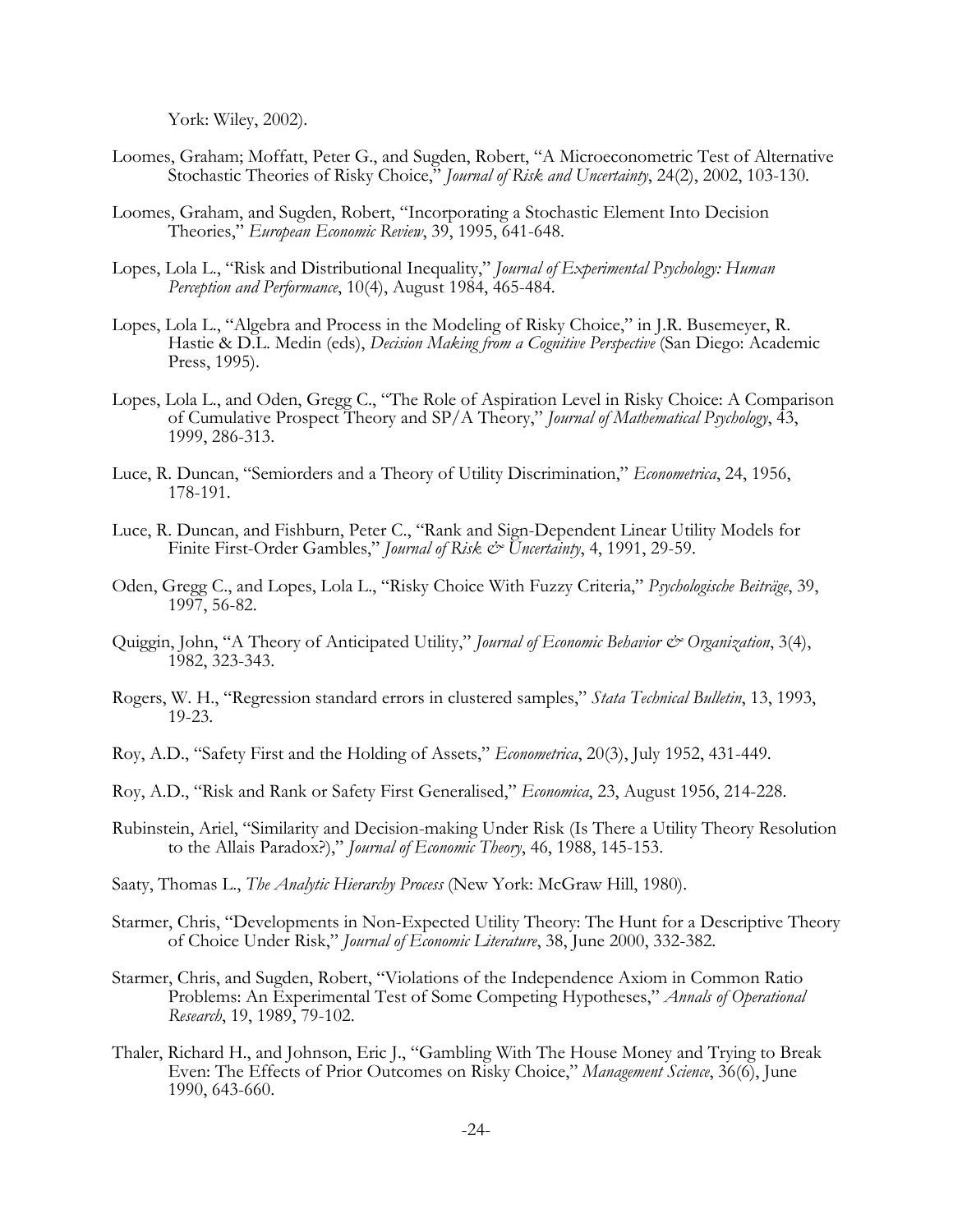York: Wiley, 2002).

Loomes, Graham; Moffatt, Peter G., and Sugden, Robert, "A Microeconometric Test of Alternative Stochastic Theories of Risky Choice," *Journal of Risk and Uncertainty*, 24(2), 2002, 103-130.

Loomes, Graham, and Sugden, Robert, "Incorporating a Stochastic Element Into Decision Theories," *European Economic Review*, 39, 1995, 641-648.

Lopes, Lola L., "Risk and Distributional Inequality," *Journal of Experimental Psychology: Human Perception and Performance*, 10(4), August 1984, 465-484.

Lopes, Lola L., "Algebra and Process in the Modeling of Risky Choice," in J.R. Busemeyer, R. Hastie & D.L. Medin (eds), *Decision Making from a Cognitive Perspective* (San Diego: Academic Press, 1995).

Lopes, Lola L., and Oden, Gregg C., "The Role of Aspiration Level in Risky Choice: A Comparison of Cumulative Prospect Theory and SP/A Theory," *Journal of Mathematical Psychology*, 43, 1999, 286-313.

Luce, R. Duncan, "Semiorders and a Theory of Utility Discrimination," *Econometrica*, 24, 1956, 178-191.

Luce, R. Duncan, and Fishburn, Peter C., "Rank and Sign-Dependent Linear Utility Models for Finite First-Order Gambles," *Journal of Risk & Uncertainty*, 4, 1991, 29-59.

Oden, Gregg C., and Lopes, Lola L., "Risky Choice With Fuzzy Criteria," *Psychologische Beiträge*, 39, 1997, 56-82.

Quiggin, John, "A Theory of Anticipated Utility," *Journal of Economic Behavior & Organization*, 3(4), 1982, 323-343.

Rogers, W. H., "Regression standard errors in clustered samples," *Stata Technical Bulletin*, 13, 1993, 19-23.

Roy, A.D., "Safety First and the Holding of Assets," *Econometrica*, 20(3), July 1952, 431-449.

Roy, A.D., "Risk and Rank or Safety First Generalised," *Economica*, 23, August 1956, 214-228.

Rubinstein, Ariel, "Similarity and Decision-making Under Risk (Is There a Utility Theory Resolution to the Allais Paradox?)," *Journal of Economic Theory*, 46, 1988, 145-153.

Saaty, Thomas L., *The Analytic Hierarchy Process* (New York: McGraw Hill, 1980).

Starmer, Chris, "Developments in Non-Expected Utility Theory: The Hunt for a Descriptive Theory of Choice Under Risk," *Journal of Economic Literature*, 38, June 2000, 332-382.

Starmer, Chris, and Sugden, Robert, "Violations of the Independence Axiom in Common Ratio Problems: An Experimental Test of Some Competing Hypotheses," *Annals of Operational Research*, 19, 1989, 79-102.

Thaler, Richard H., and Johnson, Eric J., "Gambling With The House Money and Trying to Break Even: The Effects of Prior Outcomes on Risky Choice," *Management Science*, 36(6), June 1990, 643-660.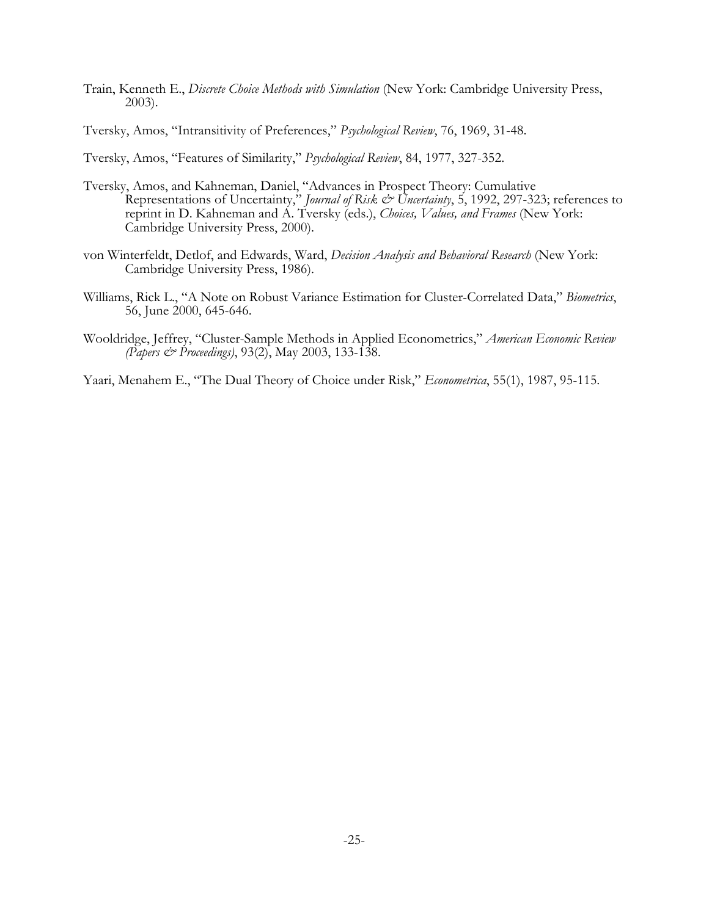Train, Kenneth E., *Discrete Choice Methods with Simulation* (New York: Cambridge University Press, 2003).

Tversky, Amos, "Intransitivity of Preferences," *Psychological Review*, 76, 1969, 31-48.

Tversky, Amos, "Features of Similarity," *Psychological Review*, 84, 1977, 327-352.

Tversky, Amos, and Kahneman, Daniel, "Advances in Prospect Theory: Cumulative Representations of Uncertainty," *Journal of Risk & Uncertainty*, 5, 1992, 297-323; references to reprint in D. Kahneman and A. Tversky (eds.), *Choices, Values, and Frames* (New York: Cambridge University Press, 2000).

von Winterfeldt, Detlof, and Edwards, Ward, *Decision Analysis and Behavioral Research* (New York: Cambridge University Press, 1986).

Williams, Rick L., "A Note on Robust Variance Estimation for Cluster-Correlated Data," *Biometrics*, 56, June 2000, 645-646.

Wooldridge, Jeffrey, "Cluster-Sample Methods in Applied Econometrics," *American Economic Review (Papers & Proceedings)*, 93(2), May 2003, 133-138.

Yaari, Menahem E., "The Dual Theory of Choice under Risk," *Econometrica*, 55(1), 1987, 95-115.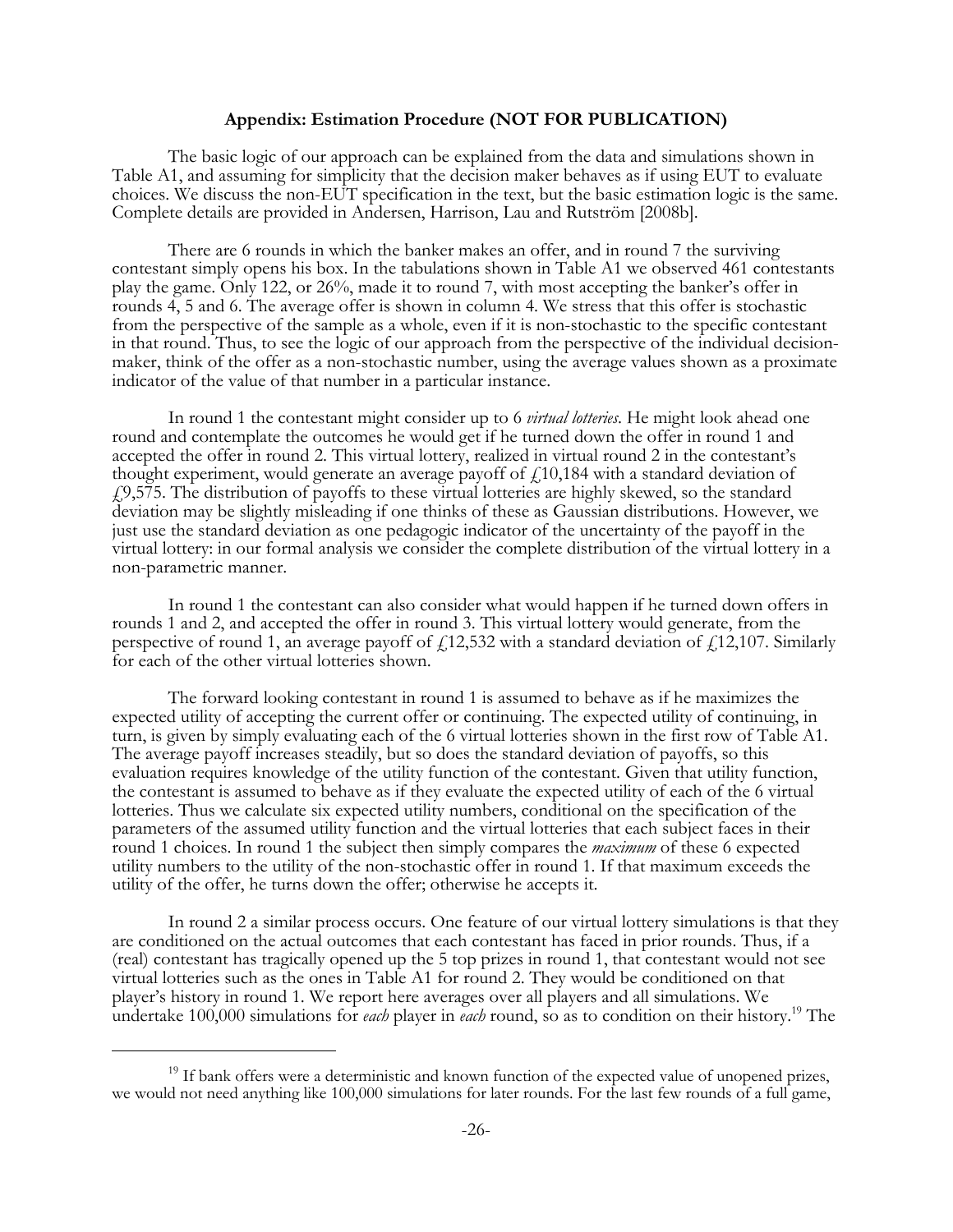## Appendix: Estimation Procedure (NOT FOR PUBLICATION)

The basic logic of our approach can be explained from the data and simulations shown in Table A1, and assuming for simplicity that the decision maker behaves as if using EUT to evaluate choices. We discuss the non-EUT specification in the text, but the basic estimation logic is the same. Complete details are provided in Andersen, Harrison, Lau and Rutström [2008b].

There are 6 rounds in which the banker makes an offer, and in round 7 the surviving contestant simply opens his box. In the tabulations shown in Table A1 we observed 461 contestants play the game. Only 122, or 26%, made it to round 7, with most accepting the banker's offer in rounds 4, 5 and 6. The average offer is shown in column 4. We stress that this offer is stochastic from the perspective of the sample as a whole, even if it is non-stochastic to the specific contestant in that round. Thus, to see the logic of our approach from the perspective of the individual decision-maker, think of the offer as a non-stochastic number, using the average values shown as a proximate indicator of the value of that number in a particular instance.

In round 1 the contestant might consider up to 6 *virtual lotteries*. He might look ahead one round and contemplate the outcomes he would get if he turned down the offer in round 1 and accepted the offer in round 2. This virtual lottery, realized in virtual round 2 in the contestant's thought experiment, would generate an average payoff of £10,184 with a standard deviation of £9,575. The distribution of payoffs to these virtual lotteries are highly skewed, so the standard deviation may be slightly misleading if one thinks of these as Gaussian distributions. However, we just use the standard deviation as one pedagogic indicator of the uncertainty of the payoff in the virtual lottery: in our formal analysis we consider the complete distribution of the virtual lottery in a non-parametric manner.

In round 1 the contestant can also consider what would happen if he turned down offers in rounds 1 and 2, and accepted the offer in round 3. This virtual lottery would generate, from the perspective of round 1, an average payoff of £12,532 with a standard deviation of £12,107. Similarly for each of the other virtual lotteries shown.

The forward looking contestant in round 1 is assumed to behave as if he maximizes the expected utility of accepting the current offer or continuing. The expected utility of continuing, in turn, is given by simply evaluating each of the 6 virtual lotteries shown in the first row of Table A1. The average payoff increases steadily, but so does the standard deviation of payoffs, so this evaluation requires knowledge of the utility function of the contestant. Given that utility function, the contestant is assumed to behave as if they evaluate the expected utility of each of the 6 virtual lotteries. Thus we calculate six expected utility numbers, conditional on the specification of the parameters of the assumed utility function and the virtual lotteries that each subject faces in their round 1 choices. In round 1 the subject then simply compares the *maximum* of these 6 expected utility numbers to the utility of the non-stochastic offer in round 1. If that maximum exceeds the utility of the offer, he turns down the offer; otherwise he accepts it.

In round 2 a similar process occurs. One feature of our virtual lottery simulations is that they are conditioned on the actual outcomes that each contestant has faced in prior rounds. Thus, if a (real) contestant has tragically opened up the 5 top prizes in round 1, that contestant would not see virtual lotteries such as the ones in Table A1 for round 2. They would be conditioned on that player's history in round 1. We report here averages over all players and all simulations. We undertake 100,000 simulations for *each* player in *each* round, so as to condition on their history.[19] The

[19] If bank offers were a deterministic and known function of the expected value of unopened prizes, we would not need anything like 100,000 simulations for later rounds. For the last few rounds of a full game,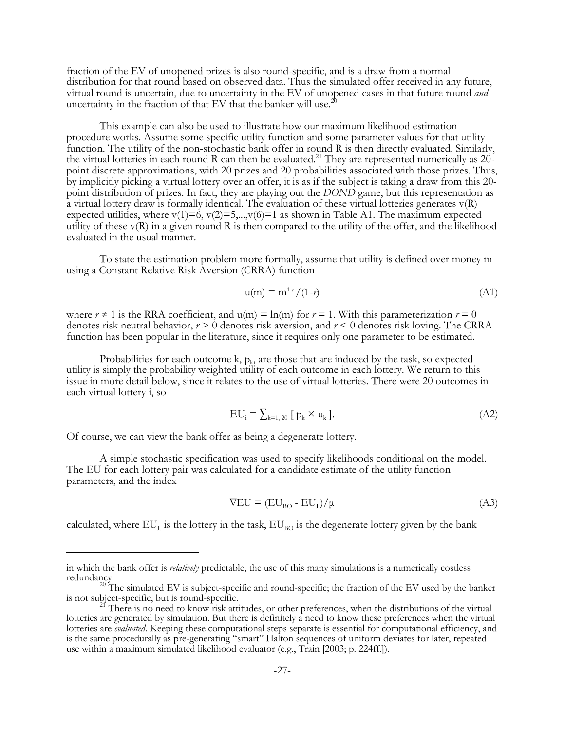fraction of the EV of unopened prizes is also round-specific, and is a draw from a normal distribution for that round based on observed data. Thus the simulated offer received in any future, virtual round is uncertain, due to uncertainty in the EV of unopened cases in that future round *and* uncertainty in the fraction of that EV that the banker will use.[20]

This example can also be used to illustrate how our maximum likelihood estimation procedure works. Assume some specific utility function and some parameter values for that utility function. The utility of the non-stochastic bank offer in round R is then directly evaluated. Similarly, the virtual lotteries in each round R can then be evaluated.[21] They are represented numerically as 20-point discrete approximations, with 20 prizes and 20 probabilities associated with those prizes. Thus, by implicitly picking a virtual lottery over an offer, it is as if the subject is taking a draw from this 20-point distribution of prizes. In fact, they are playing out the *DOND* game, but this representation as a virtual lottery draw is formally identical. The evaluation of these virtual lotteries generates v(R) expected utilities, where v(1)=6, v(2)=5,...,v(6)=1 as shown in Table A1. The maximum expected utility of these v(R) in a given round R is then compared to the utility of the offer, and the likelihood evaluated in the usual manner.

To state the estimation problem more formally, assume that utility is defined over money m using a Constant Relative Risk Aversion (CRRA) function

$$u(m) = m^{1-r}/(1-r) \tag{A1}$$

where $r \neq 1$ is the RRA coefficient, and $u(m) = \ln(m)$ for $r = 1$. With this parameterization $r = 0$ denotes risk neutral behavior, $r > 0$ denotes risk aversion, and $r < 0$ denotes risk loving. The CRRA function has been popular in the literature, since it requires only one parameter to be estimated.

Probabilities for each outcome k, $p_k$, are those that are induced by the task, so expected utility is simply the probability weighted utility of each outcome in each lottery. We return to this issue in more detail below, since it relates to the use of virtual lotteries. There were 20 outcomes in each virtual lottery i, so

$$EU_i = \sum_{k=1, 20} [\, p_k \times u_k \,]. \tag{A2}$$

Of course, we can view the bank offer as being a degenerate lottery.

A simple stochastic specification was used to specify likelihoods conditional on the model. The EU for each lottery pair was calculated for a candidate estimate of the utility function parameters, and the index

$$\nabla EU = (EU_{BO} - EU_L)/\mu \tag{A3}$$

calculated, where $EU_L$ is the lottery in the task, $EU_{BO}$ is the degenerate lottery given by the bank

---

in which the bank offer is *relatively* predictable, the use of this many simulations is a numerically costless redundancy.

[20] The simulated EV is subject-specific and round-specific; the fraction of the EV used by the banker is not subject-specific, but is round-specific.

[21] There is no need to know risk attitudes, or other preferences, when the distributions of the virtual lotteries are generated by simulation. But there is definitely a need to know these preferences when the virtual lotteries are *evaluated*. Keeping these computational steps separate is essential for computational efficiency, and is the same procedurally as pre-generating "smart" Halton sequences of uniform deviates for later, repeated use within a maximum simulated likelihood evaluator (e.g., Train [2003; p. 224ff.]).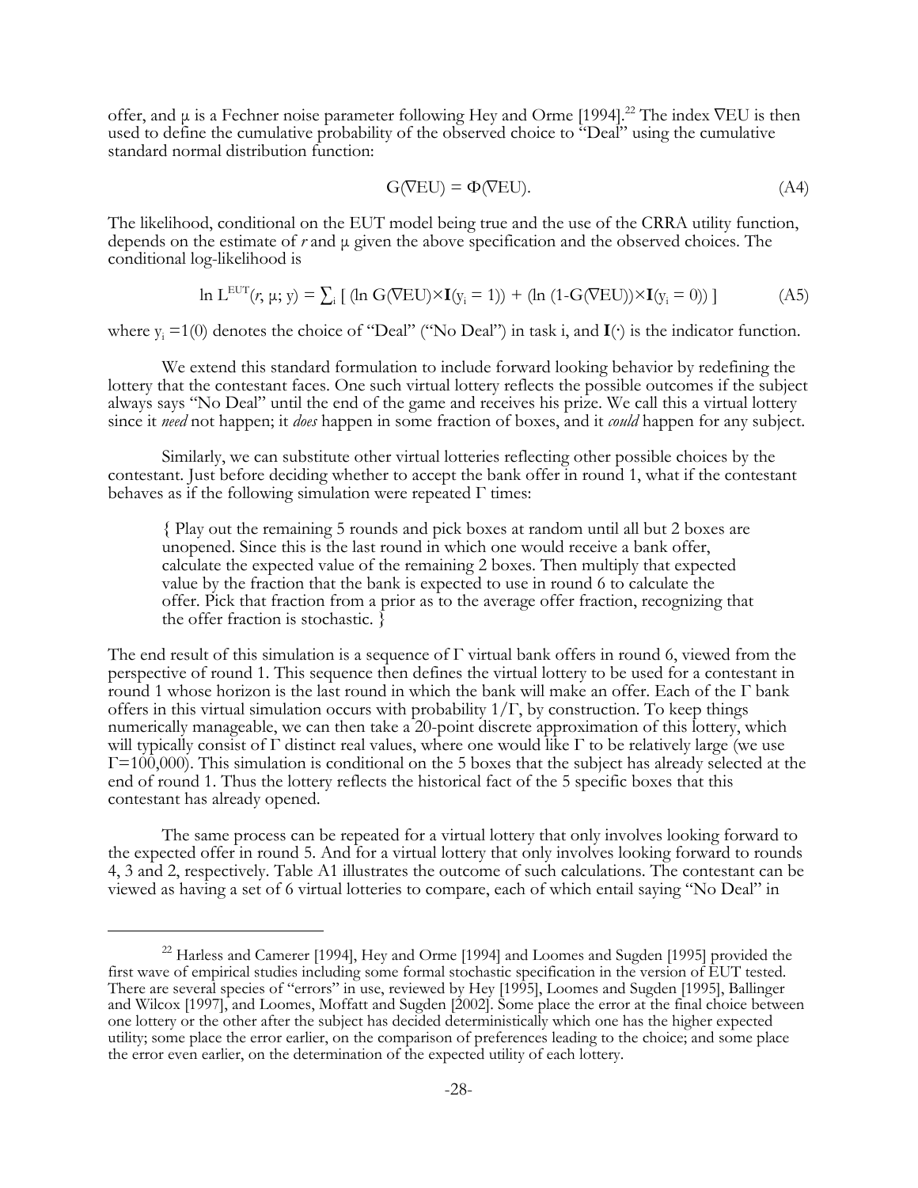offer, and $\mu$ is a Fechner noise parameter following Hey and Orme [1994].[22] The index $\nabla$EU is then used to define the cumulative probability of the observed choice to "Deal" using the cumulative standard normal distribution function:

$$G(\nabla EU) = \Phi(\nabla EU). \tag{A4}$$

The likelihood, conditional on the EUT model being true and the use of the CRRA utility function, depends on the estimate of $r$ and $\mu$ given the above specification and the observed choices. The conditional log-likelihood is

$$\ln L^{EUT}(r, \mu; y) = \sum_i [\, (\ln G(\nabla EU) \times \mathbf{I}(y_i = 1)) + (\ln (1-G(\nabla EU)) \times \mathbf{I}(y_i = 0)) \,] \tag{A5}$$

where $y_i = 1(0)$ denotes the choice of "Deal" ("No Deal") in task i, and $\mathbf{I}(\cdot)$ is the indicator function.

We extend this standard formulation to include forward looking behavior by redefining the lottery that the contestant faces. One such virtual lottery reflects the possible outcomes if the subject always says "No Deal" until the end of the game and receives his prize. We call this a virtual lottery since it *need* not happen; it *does* happen in some fraction of boxes, and it *could* happen for any subject.

Similarly, we can substitute other virtual lotteries reflecting other possible choices by the contestant. Just before deciding whether to accept the bank offer in round 1, what if the contestant behaves as if the following simulation were repeated $\Gamma$ times:

> { Play out the remaining 5 rounds and pick boxes at random until all but 2 boxes are unopened. Since this is the last round in which one would receive a bank offer, calculate the expected value of the remaining 2 boxes. Then multiply that expected value by the fraction that the bank is expected to use in round 6 to calculate the offer. Pick that fraction from a prior as to the average offer fraction, recognizing that the offer fraction is stochastic. }

The end result of this simulation is a sequence of $\Gamma$ virtual bank offers in round 6, viewed from the perspective of round 1. This sequence then defines the virtual lottery to be used for a contestant in round 1 whose horizon is the last round in which the bank will make an offer. Each of the $\Gamma$ bank offers in this virtual simulation occurs with probability $1/\Gamma$, by construction. To keep things numerically manageable, we can then take a 20-point discrete approximation of this lottery, which will typically consist of $\Gamma$ distinct real values, where one would like $\Gamma$ to be relatively large (we use $\Gamma$=100,000). This simulation is conditional on the 5 boxes that the subject has already selected at the end of round 1. Thus the lottery reflects the historical fact of the 5 specific boxes that this contestant has already opened.

The same process can be repeated for a virtual lottery that only involves looking forward to the expected offer in round 5. And for a virtual lottery that only involves looking forward to rounds 4, 3 and 2, respectively. Table A1 illustrates the outcome of such calculations. The contestant can be viewed as having a set of 6 virtual lotteries to compare, each of which entail saying "No Deal" in

---

[22] Harless and Camerer [1994], Hey and Orme [1994] and Loomes and Sugden [1995] provided the first wave of empirical studies including some formal stochastic specification in the version of EUT tested. There are several species of "errors" in use, reviewed by Hey [1995], Loomes and Sugden [1995], Ballinger and Wilcox [1997], and Loomes, Moffatt and Sugden [2002]. Some place the error at the final choice between one lottery or the other after the subject has decided deterministically which one has the higher expected utility; some place the error earlier, on the comparison of preferences leading to the choice; and some place the error even earlier, on the determination of the expected utility of each lottery.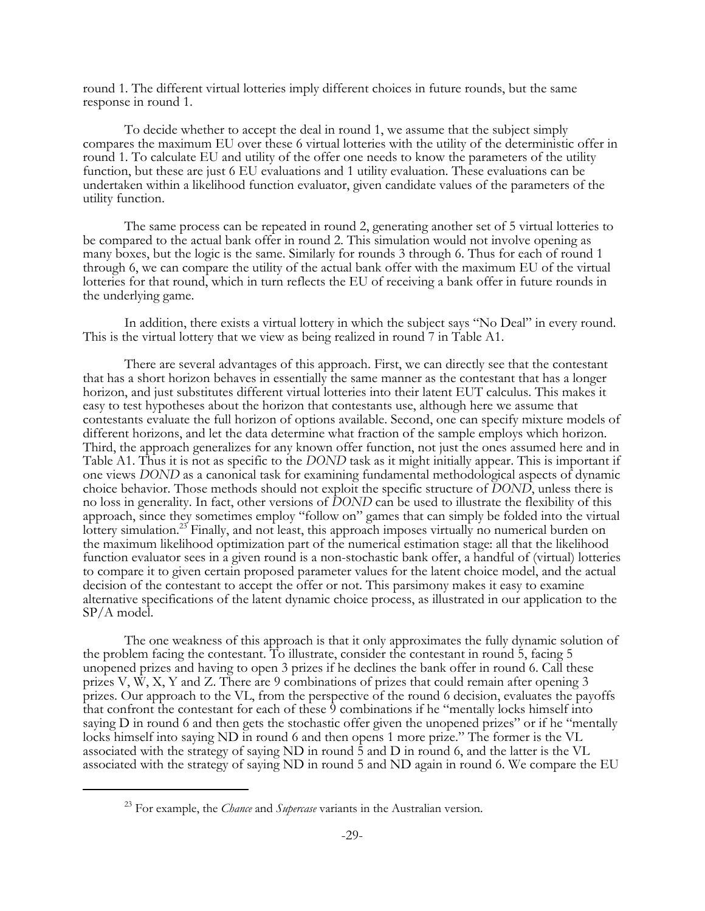round 1. The different virtual lotteries imply different choices in future rounds, but the same response in round 1.

To decide whether to accept the deal in round 1, we assume that the subject simply compares the maximum EU over these 6 virtual lotteries with the utility of the deterministic offer in round 1. To calculate EU and utility of the offer one needs to know the parameters of the utility function, but these are just 6 EU evaluations and 1 utility evaluation. These evaluations can be undertaken within a likelihood function evaluator, given candidate values of the parameters of the utility function.

The same process can be repeated in round 2, generating another set of 5 virtual lotteries to be compared to the actual bank offer in round 2. This simulation would not involve opening as many boxes, but the logic is the same. Similarly for rounds 3 through 6. Thus for each of round 1 through 6, we can compare the utility of the actual bank offer with the maximum EU of the virtual lotteries for that round, which in turn reflects the EU of receiving a bank offer in future rounds in the underlying game.

In addition, there exists a virtual lottery in which the subject says "No Deal" in every round. This is the virtual lottery that we view as being realized in round 7 in Table A1.

There are several advantages of this approach. First, we can directly see that the contestant that has a short horizon behaves in essentially the same manner as the contestant that has a longer horizon, and just substitutes different virtual lotteries into their latent EUT calculus. This makes it easy to test hypotheses about the horizon that contestants use, although here we assume that contestants evaluate the full horizon of options available. Second, one can specify mixture models of different horizons, and let the data determine what fraction of the sample employs which horizon. Third, the approach generalizes for any known offer function, not just the ones assumed here and in Table A1. Thus it is not as specific to the *DOND* task as it might initially appear. This is important if one views *DOND* as a canonical task for examining fundamental methodological aspects of dynamic choice behavior. Those methods should not exploit the specific structure of *DOND*, unless there is no loss in generality. In fact, other versions of *DOND* can be used to illustrate the flexibility of this approach, since they sometimes employ "follow on" games that can simply be folded into the virtual lottery simulation.[23] Finally, and not least, this approach imposes virtually no numerical burden on the maximum likelihood optimization part of the numerical estimation stage: all that the likelihood function evaluator sees in a given round is a non-stochastic bank offer, a handful of (virtual) lotteries to compare it to given certain proposed parameter values for the latent choice model, and the actual decision of the contestant to accept the offer or not. This parsimony makes it easy to examine alternative specifications of the latent dynamic choice process, as illustrated in our application to the SP/A model.

The one weakness of this approach is that it only approximates the fully dynamic solution of the problem facing the contestant. To illustrate, consider the contestant in round 5, facing 5 unopened prizes and having to open 3 prizes if he declines the bank offer in round 6. Call these prizes V, W, X, Y and Z. There are 9 combinations of prizes that could remain after opening 3 prizes. Our approach to the VL, from the perspective of the round 6 decision, evaluates the payoffs that confront the contestant for each of these 9 combinations if he "mentally locks himself into saying D in round 6 and then gets the stochastic offer given the unopened prizes" or if he "mentally locks himself into saying ND in round 6 and then opens 1 more prize." The former is the VL associated with the strategy of saying ND in round 5 and D in round 6, and the latter is the VL associated with the strategy of saying ND in round 5 and ND again in round 6. We compare the EU

[23] For example, the *Chance* and *Supercase* variants in the Australian version.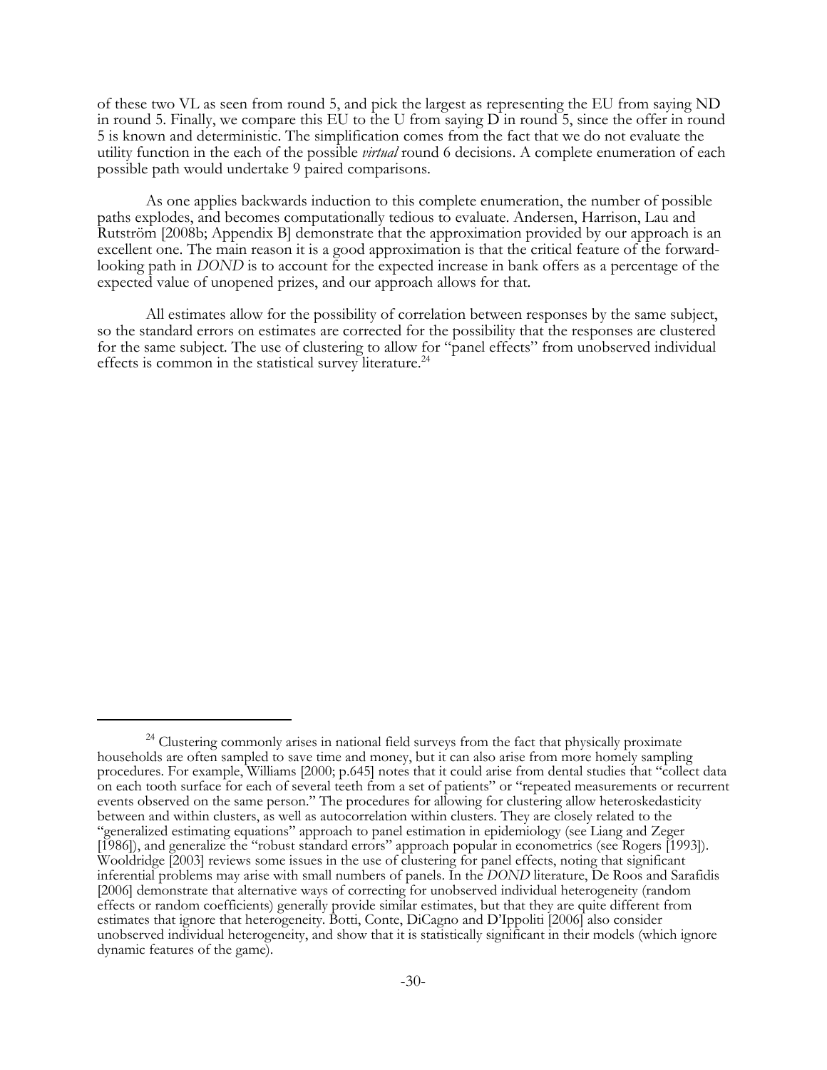of these two VL as seen from round 5, and pick the largest as representing the EU from saying ND in round 5. Finally, we compare this EU to the U from saying D in round 5, since the offer in round 5 is known and deterministic. The simplification comes from the fact that we do not evaluate the utility function in the each of the possible *virtual* round 6 decisions. A complete enumeration of each possible path would undertake 9 paired comparisons.

As one applies backwards induction to this complete enumeration, the number of possible paths explodes, and becomes computationally tedious to evaluate. Andersen, Harrison, Lau and Rutström [2008b; Appendix B] demonstrate that the approximation provided by our approach is an excellent one. The main reason it is a good approximation is that the critical feature of the forward-looking path in *DOND* is to account for the expected increase in bank offers as a percentage of the expected value of unopened prizes, and our approach allows for that.

All estimates allow for the possibility of correlation between responses by the same subject, so the standard errors on estimates are corrected for the possibility that the responses are clustered for the same subject. The use of clustering to allow for "panel effects" from unobserved individual effects is common in the statistical survey literature.[24]

---

[24] Clustering commonly arises in national field surveys from the fact that physically proximate households are often sampled to save time and money, but it can also arise from more homely sampling procedures. For example, Williams [2000; p.645] notes that it could arise from dental studies that "collect data on each tooth surface for each of several teeth from a set of patients" or "repeated measurements or recurrent events observed on the same person." The procedures for allowing for clustering allow heteroskedasticity between and within clusters, as well as autocorrelation within clusters. They are closely related to the "generalized estimating equations" approach to panel estimation in epidemiology (see Liang and Zeger [1986]), and generalize the "robust standard errors" approach popular in econometrics (see Rogers [1993]). Wooldridge [2003] reviews some issues in the use of clustering for panel effects, noting that significant inferential problems may arise with small numbers of panels. In the *DOND* literature, De Roos and Sarafidis [2006] demonstrate that alternative ways of correcting for unobserved individual heterogeneity (random effects or random coefficients) generally provide similar estimates, but that they are quite different from estimates that ignore that heterogeneity. Botti, Conte, DiCagno and D'Ippoliti [2006] also consider unobserved individual heterogeneity, and show that it is statistically significant in their models (which ignore dynamic features of the game).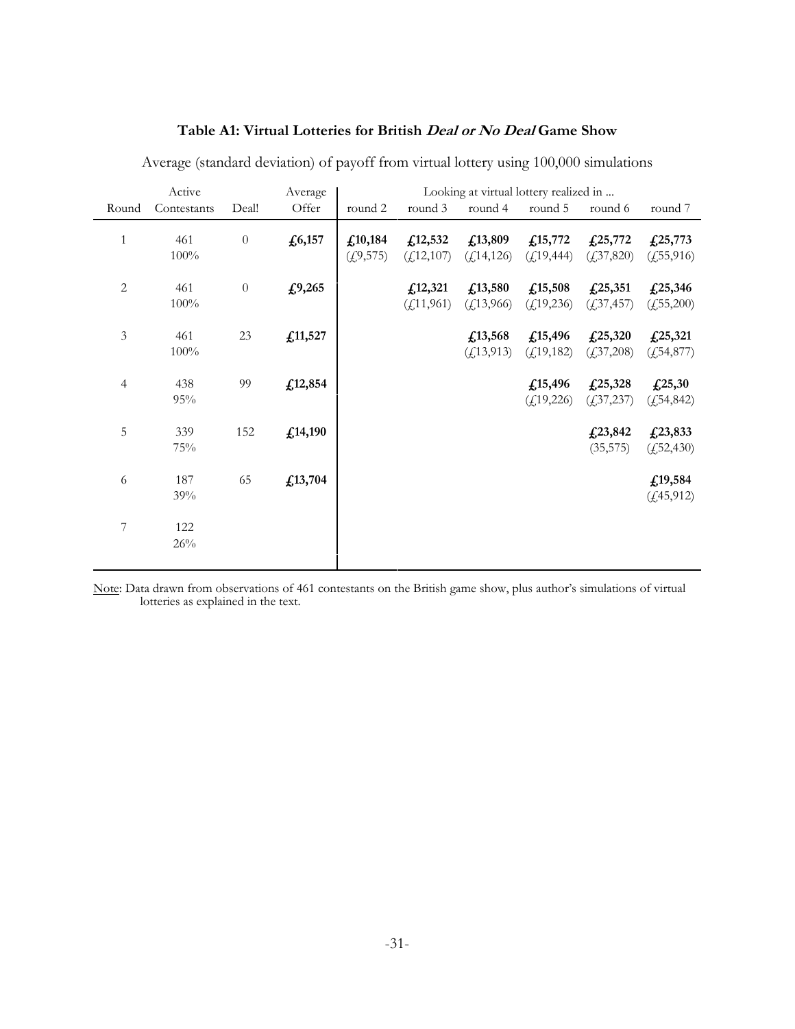### Table A1: Virtual Lotteries for British *Deal or No Deal* Game Show

Average (standard deviation) of payoff from virtual lottery using 100,000 simulations

| Round | Active Contestants | Deal! | Average Offer | Looking at virtual lottery realized in ... round 2 | round 3 | round 4 | round 5 | round 6 | round 7 |
|---|---|---|---|---|---|---|---|---|---|
| 1 | 461<br>100% | 0 | **£6,157** | **£10,184**<br>(£9,575) | **£12,532**<br>(£12,107) | **£13,809**<br>(£14,126) | **£15,772**<br>(£19,444) | **£25,772**<br>(£37,820) | **£25,773**<br>(£55,916) |
| 2 | 461<br>100% | 0 | **£9,265** | | **£12,321**<br>(£11,961) | **£13,580**<br>(£13,966) | **£15,508**<br>(£19,236) | **£25,351**<br>(£37,457) | **£25,346**<br>(£55,200) |
| 3 | 461<br>100% | 23 | **£11,527** | | | **£13,568**<br>(£13,913) | **£15,496**<br>(£19,182) | **£25,320**<br>(£37,208) | **£25,321**<br>(£54,877) |
| 4 | 438<br>95% | 99 | **£12,854** | | | | **£15,496**<br>(£19,226) | **£25,328**<br>(£37,237) | **£25,30**<br>(£54,842) |
| 5 | 339<br>75% | 152 | **£14,190** | | | | | **£23,842**<br>(35,575) | **£23,833**<br>(£52,430) |
| 6 | 187<br>39% | 65 | **£13,704** | | | | | | **£19,584**<br>(£45,912) |
| 7 | 122<br>26% | | | | | | | | |

Note: Data drawn from observations of 461 contestants on the British game show, plus author's simulations of virtual lotteries as explained in the text.